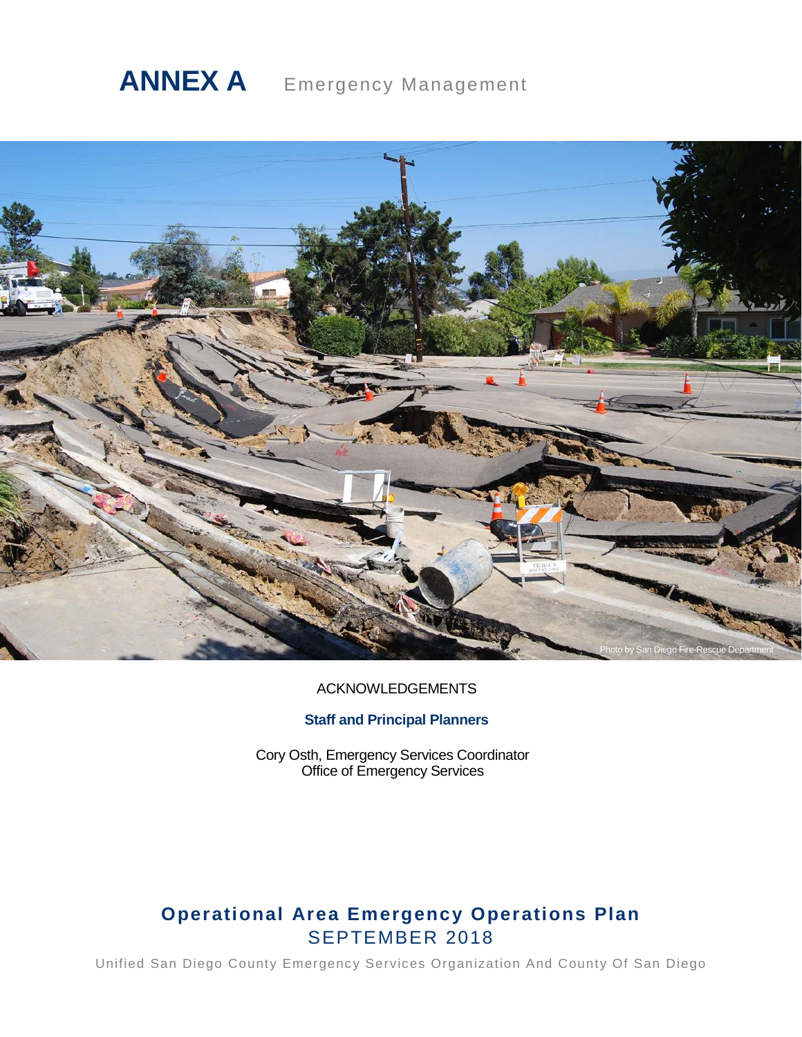# ANNEX A Emergency Management

Photo by San Diego Fire-Rescue Department

ACKNOWLEDGEMENTS

**Staff and Principal Planners**

Cory Osth, Emergency Services Coordinator
Office of Emergency Services

**Operational Area Emergency Operations Plan**
SEPTEMBER 2018

Unified San Diego County Emergency Services Organization And County Of San Diego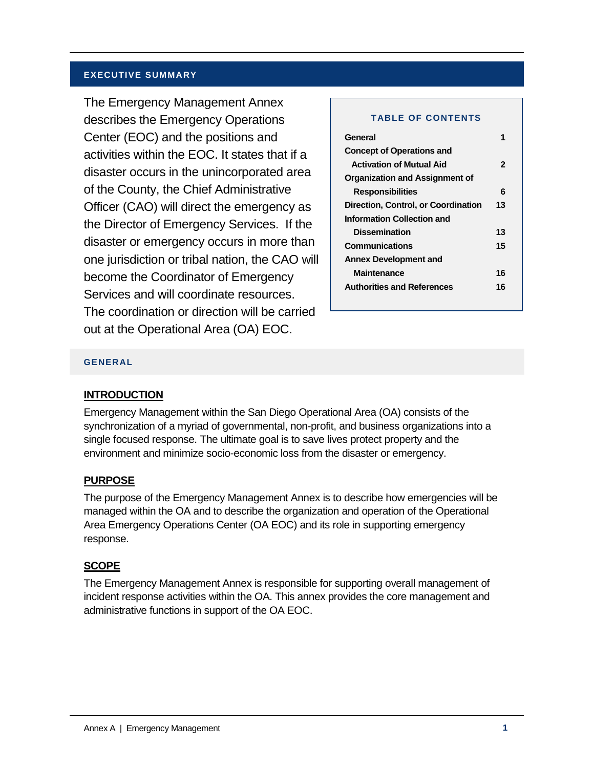## EXECUTIVE SUMMARY

The Emergency Management Annex describes the Emergency Operations Center (EOC) and the positions and activities within the EOC. It states that if a disaster occurs in the unincorporated area of the County, the Chief Administrative Officer (CAO) will direct the emergency as the Director of Emergency Services. If the disaster or emergency occurs in more than one jurisdiction or tribal nation, the CAO will become the Coordinator of Emergency Services and will coordinate resources. The coordination or direction will be carried out at the Operational Area (OA) EOC.

### TABLE OF CONTENTS

| Section | Page |
|---|---|
| General | 1 |
| Concept of Operations and Activation of Mutual Aid | 2 |
| Organization and Assignment of Responsibilities | 6 |
| Direction, Control, or Coordination | 13 |
| Information Collection and Dissemination | 13 |
| Communications | 15 |
| Annex Development and Maintenance | 16 |
| Authorities and References | 16 |

## GENERAL

### INTRODUCTION

Emergency Management within the San Diego Operational Area (OA) consists of the synchronization of a myriad of governmental, non-profit, and business organizations into a single focused response. The ultimate goal is to save lives protect property and the environment and minimize socio-economic loss from the disaster or emergency.

### PURPOSE

The purpose of the Emergency Management Annex is to describe how emergencies will be managed within the OA and to describe the organization and operation of the Operational Area Emergency Operations Center (OA EOC) and its role in supporting emergency response.

### SCOPE

The Emergency Management Annex is responsible for supporting overall management of incident response activities within the OA. This annex provides the core management and administrative functions in support of the OA EOC.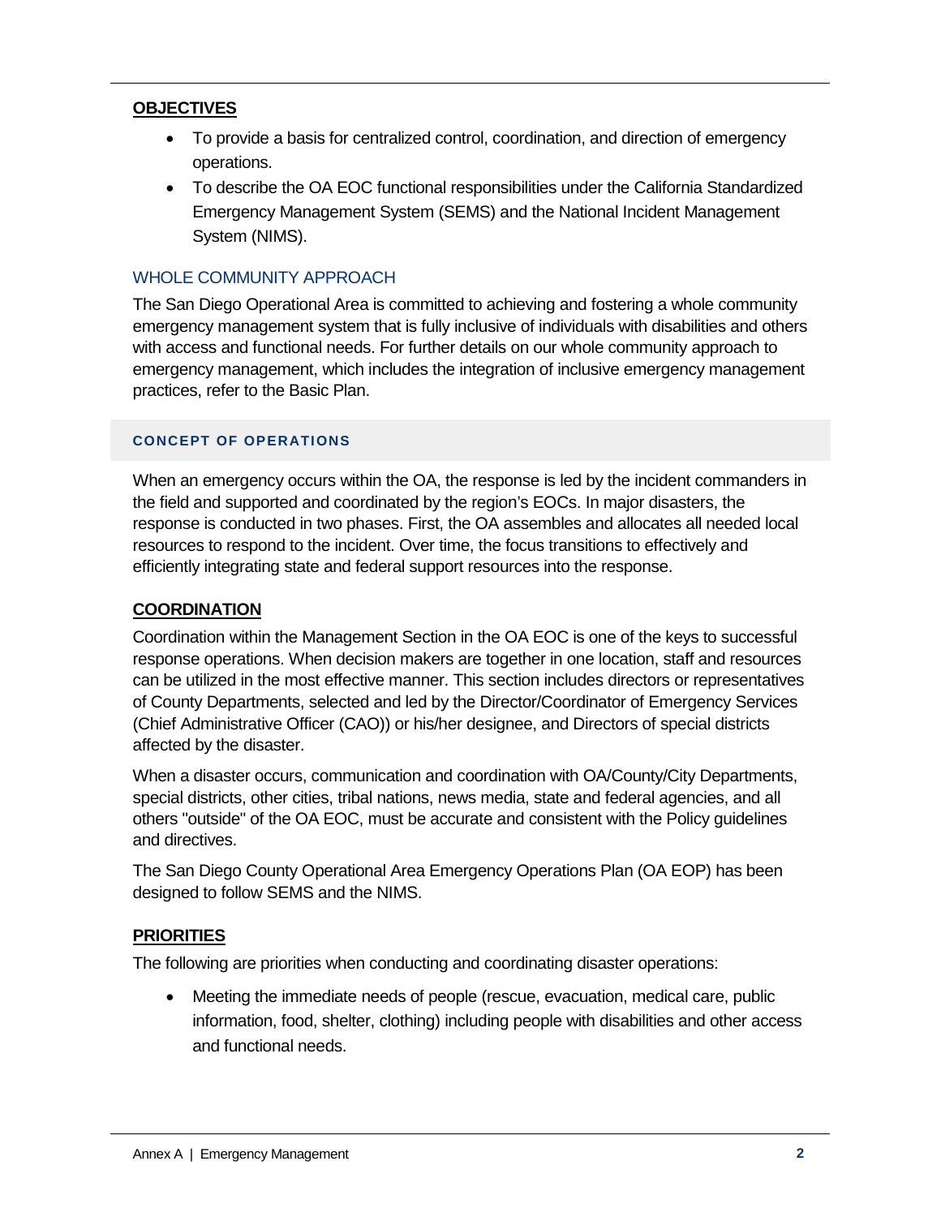### OBJECTIVES

- To provide a basis for centralized control, coordination, and direction of emergency operations.
- To describe the OA EOC functional responsibilities under the California Standardized Emergency Management System (SEMS) and the National Incident Management System (NIMS).

### WHOLE COMMUNITY APPROACH

The San Diego Operational Area is committed to achieving and fostering a whole community emergency management system that is fully inclusive of individuals with disabilities and others with access and functional needs. For further details on our whole community approach to emergency management, which includes the integration of inclusive emergency management practices, refer to the Basic Plan.

## CONCEPT OF OPERATIONS

When an emergency occurs within the OA, the response is led by the incident commanders in the field and supported and coordinated by the region's EOCs. In major disasters, the response is conducted in two phases. First, the OA assembles and allocates all needed local resources to respond to the incident. Over time, the focus transitions to effectively and efficiently integrating state and federal support resources into the response.

### COORDINATION

Coordination within the Management Section in the OA EOC is one of the keys to successful response operations. When decision makers are together in one location, staff and resources can be utilized in the most effective manner. This section includes directors or representatives of County Departments, selected and led by the Director/Coordinator of Emergency Services (Chief Administrative Officer (CAO)) or his/her designee, and Directors of special districts affected by the disaster.

When a disaster occurs, communication and coordination with OA/County/City Departments, special districts, other cities, tribal nations, news media, state and federal agencies, and all others "outside" of the OA EOC, must be accurate and consistent with the Policy guidelines and directives.

The San Diego County Operational Area Emergency Operations Plan (OA EOP) has been designed to follow SEMS and the NIMS.

### PRIORITIES

The following are priorities when conducting and coordinating disaster operations:

- Meeting the immediate needs of people (rescue, evacuation, medical care, public information, food, shelter, clothing) including people with disabilities and other access and functional needs.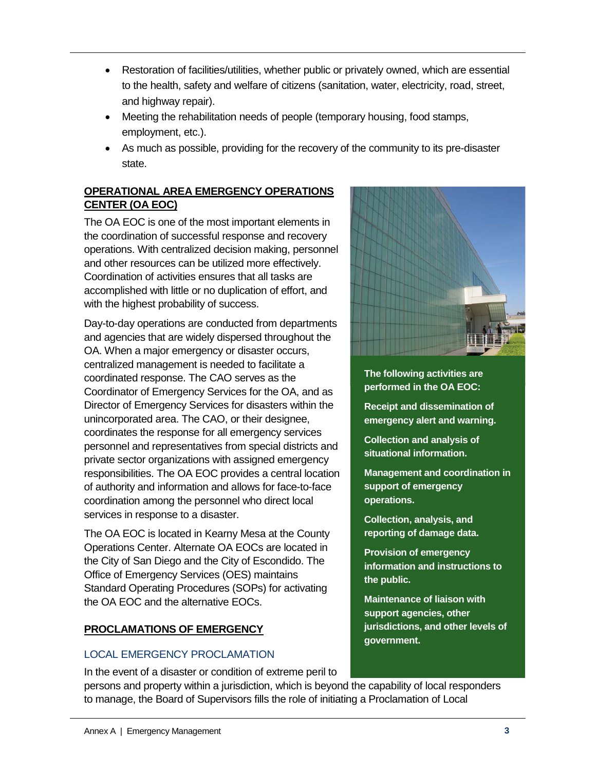- Restoration of facilities/utilities, whether public or privately owned, which are essential to the health, safety and welfare of citizens (sanitation, water, electricity, road, street, and highway repair).
- Meeting the rehabilitation needs of people (temporary housing, food stamps, employment, etc.).
- As much as possible, providing for the recovery of the community to its pre-disaster state.

## OPERATIONAL AREA EMERGENCY OPERATIONS CENTER (OA EOC)

The OA EOC is one of the most important elements in the coordination of successful response and recovery operations. With centralized decision making, personnel and other resources can be utilized more effectively. Coordination of activities ensures that all tasks are accomplished with little or no duplication of effort, and with the highest probability of success.

Day-to-day operations are conducted from departments and agencies that are widely dispersed throughout the OA. When a major emergency or disaster occurs, centralized management is needed to facilitate a coordinated response. The CAO serves as the Coordinator of Emergency Services for the OA, and as Director of Emergency Services for disasters within the unincorporated area. The CAO, or their designee, coordinates the response for all emergency services personnel and representatives from special districts and private sector organizations with assigned emergency responsibilities. The OA EOC provides a central location of authority and information and allows for face-to-face coordination among the personnel who direct local services in response to a disaster.

The OA EOC is located in Kearny Mesa at the County Operations Center. Alternate OA EOCs are located in the City of San Diego and the City of Escondido. The Office of Emergency Services (OES) maintains Standard Operating Procedures (SOPs) for activating the OA EOC and the alternative EOCs.

**The following activities are performed in the OA EOC:**

**Receipt and dissemination of emergency alert and warning.**

**Collection and analysis of situational information.**

**Management and coordination in support of emergency operations.**

**Collection, analysis, and reporting of damage data.**

**Provision of emergency information and instructions to the public.**

**Maintenance of liaison with support agencies, other jurisdictions, and other levels of government.**

## PROCLAMATIONS OF EMERGENCY

### LOCAL EMERGENCY PROCLAMATION

In the event of a disaster or condition of extreme peril to persons and property within a jurisdiction, which is beyond the capability of local responders to manage, the Board of Supervisors fills the role of initiating a Proclamation of Local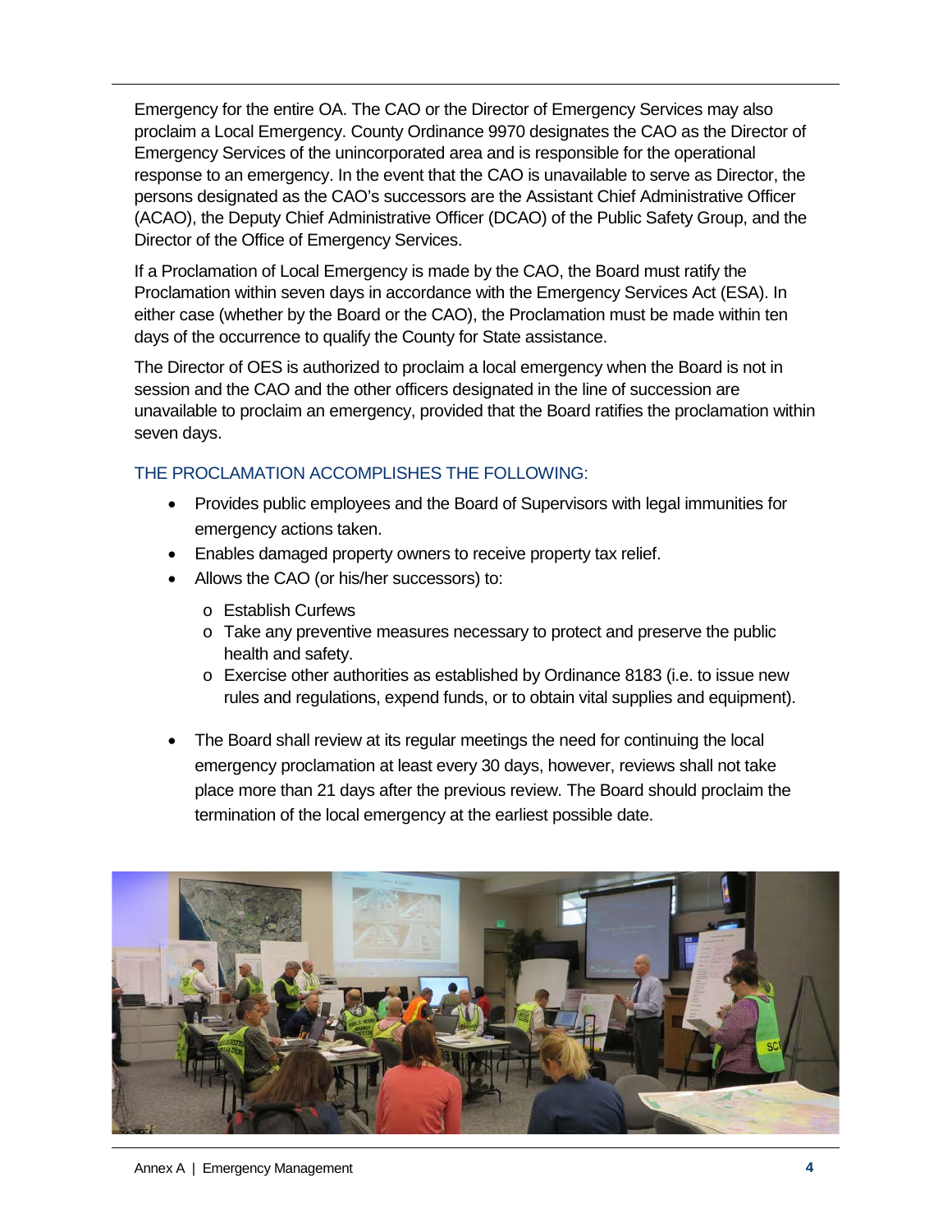Emergency for the entire OA. The CAO or the Director of Emergency Services may also proclaim a Local Emergency. County Ordinance 9970 designates the CAO as the Director of Emergency Services of the unincorporated area and is responsible for the operational response to an emergency. In the event that the CAO is unavailable to serve as Director, the persons designated as the CAO's successors are the Assistant Chief Administrative Officer (ACAO), the Deputy Chief Administrative Officer (DCAO) of the Public Safety Group, and the Director of the Office of Emergency Services.

If a Proclamation of Local Emergency is made by the CAO, the Board must ratify the Proclamation within seven days in accordance with the Emergency Services Act (ESA). In either case (whether by the Board or the CAO), the Proclamation must be made within ten days of the occurrence to qualify the County for State assistance.

The Director of OES is authorized to proclaim a local emergency when the Board is not in session and the CAO and the other officers designated in the line of succession are unavailable to proclaim an emergency, provided that the Board ratifies the proclamation within seven days.

### THE PROCLAMATION ACCOMPLISHES THE FOLLOWING:

- Provides public employees and the Board of Supervisors with legal immunities for emergency actions taken.
- Enables damaged property owners to receive property tax relief.
- Allows the CAO (or his/her successors) to:
  - Establish Curfews
  - Take any preventive measures necessary to protect and preserve the public health and safety.
  - Exercise other authorities as established by Ordinance 8183 (i.e. to issue new rules and regulations, expend funds, or to obtain vital supplies and equipment).
- The Board shall review at its regular meetings the need for continuing the local emergency proclamation at least every 30 days, however, reviews shall not take place more than 21 days after the previous review. The Board should proclaim the termination of the local emergency at the earliest possible date.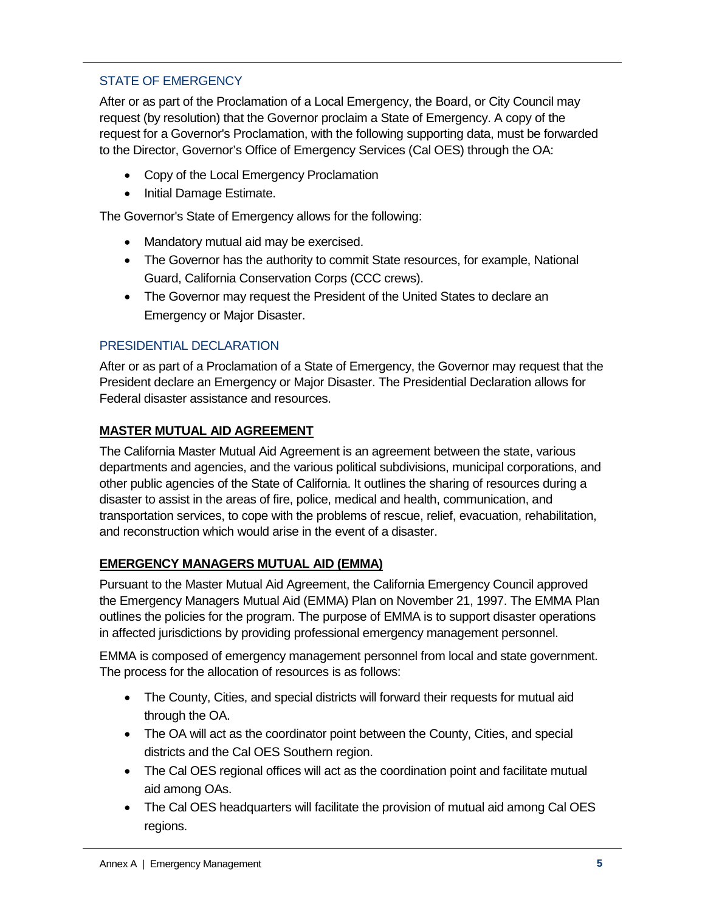### STATE OF EMERGENCY

After or as part of the Proclamation of a Local Emergency, the Board, or City Council may request (by resolution) that the Governor proclaim a State of Emergency. A copy of the request for a Governor's Proclamation, with the following supporting data, must be forwarded to the Director, Governor's Office of Emergency Services (Cal OES) through the OA:

- Copy of the Local Emergency Proclamation
- Initial Damage Estimate.

The Governor's State of Emergency allows for the following:

- Mandatory mutual aid may be exercised.
- The Governor has the authority to commit State resources, for example, National Guard, California Conservation Corps (CCC crews).
- The Governor may request the President of the United States to declare an Emergency or Major Disaster.

### PRESIDENTIAL DECLARATION

After or as part of a Proclamation of a State of Emergency, the Governor may request that the President declare an Emergency or Major Disaster. The Presidential Declaration allows for Federal disaster assistance and resources.

## MASTER MUTUAL AID AGREEMENT

The California Master Mutual Aid Agreement is an agreement between the state, various departments and agencies, and the various political subdivisions, municipal corporations, and other public agencies of the State of California. It outlines the sharing of resources during a disaster to assist in the areas of fire, police, medical and health, communication, and transportation services, to cope with the problems of rescue, relief, evacuation, rehabilitation, and reconstruction which would arise in the event of a disaster.

## EMERGENCY MANAGERS MUTUAL AID (EMMA)

Pursuant to the Master Mutual Aid Agreement, the California Emergency Council approved the Emergency Managers Mutual Aid (EMMA) Plan on November 21, 1997. The EMMA Plan outlines the policies for the program. The purpose of EMMA is to support disaster operations in affected jurisdictions by providing professional emergency management personnel.

EMMA is composed of emergency management personnel from local and state government. The process for the allocation of resources is as follows:

- The County, Cities, and special districts will forward their requests for mutual aid through the OA.
- The OA will act as the coordinator point between the County, Cities, and special districts and the Cal OES Southern region.
- The Cal OES regional offices will act as the coordination point and facilitate mutual aid among OAs.
- The Cal OES headquarters will facilitate the provision of mutual aid among Cal OES regions.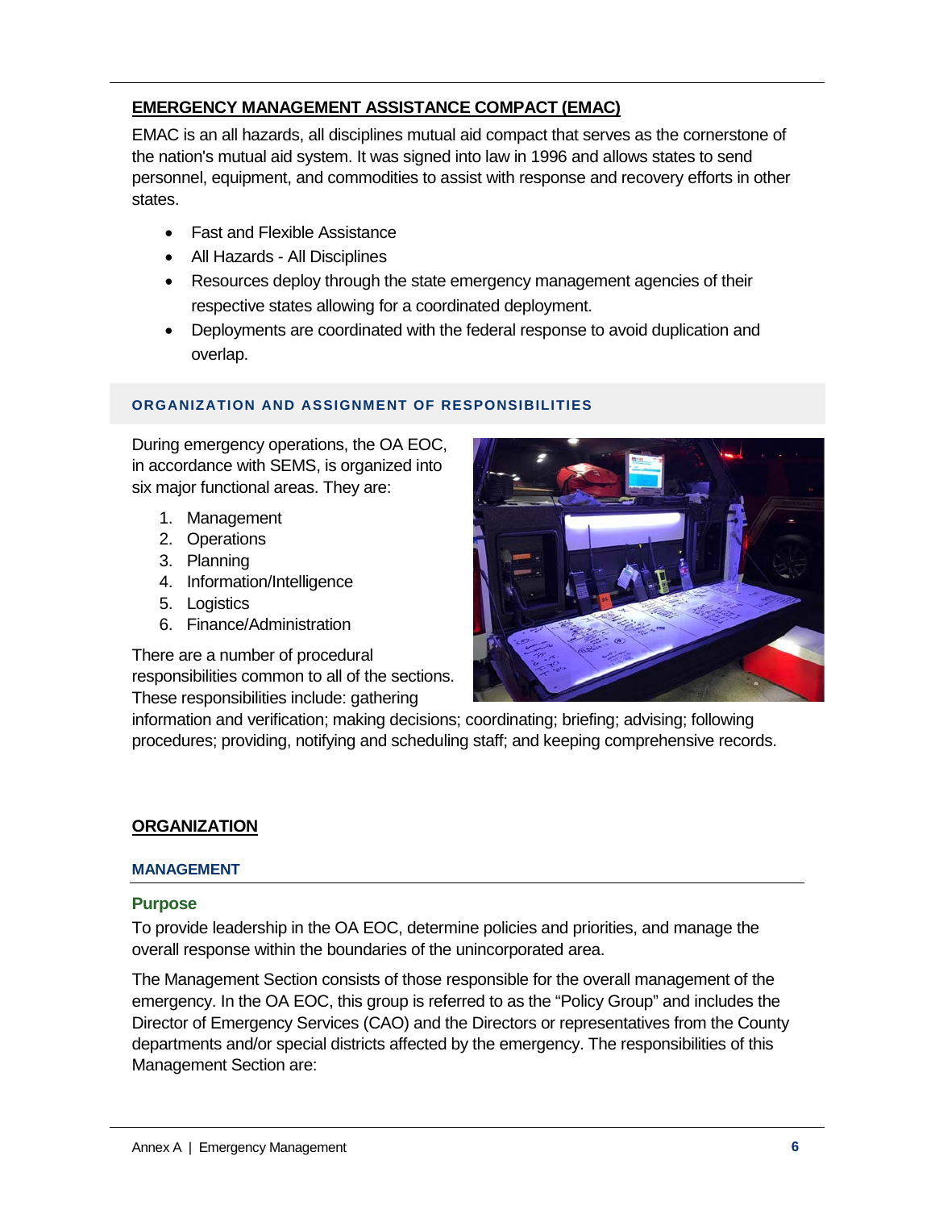## EMERGENCY MANAGEMENT ASSISTANCE COMPACT (EMAC)

EMAC is an all hazards, all disciplines mutual aid compact that serves as the cornerstone of the nation's mutual aid system. It was signed into law in 1996 and allows states to send personnel, equipment, and commodities to assist with response and recovery efforts in other states.

- Fast and Flexible Assistance
- All Hazards - All Disciplines
- Resources deploy through the state emergency management agencies of their respective states allowing for a coordinated deployment.
- Deployments are coordinated with the federal response to avoid duplication and overlap.

### ORGANIZATION AND ASSIGNMENT OF RESPONSIBILITIES

During emergency operations, the OA EOC, in accordance with SEMS, is organized into six major functional areas. They are:

1. Management
2. Operations
3. Planning
4. Information/Intelligence
5. Logistics
6. Finance/Administration

There are a number of procedural responsibilities common to all of the sections. These responsibilities include: gathering information and verification; making decisions; coordinating; briefing; advising; following procedures; providing, notifying and scheduling staff; and keeping comprehensive records.

## ORGANIZATION

### MANAGEMENT

#### Purpose

To provide leadership in the OA EOC, determine policies and priorities, and manage the overall response within the boundaries of the unincorporated area.

The Management Section consists of those responsible for the overall management of the emergency. In the OA EOC, this group is referred to as the "Policy Group" and includes the Director of Emergency Services (CAO) and the Directors or representatives from the County departments and/or special districts affected by the emergency. The responsibilities of this Management Section are: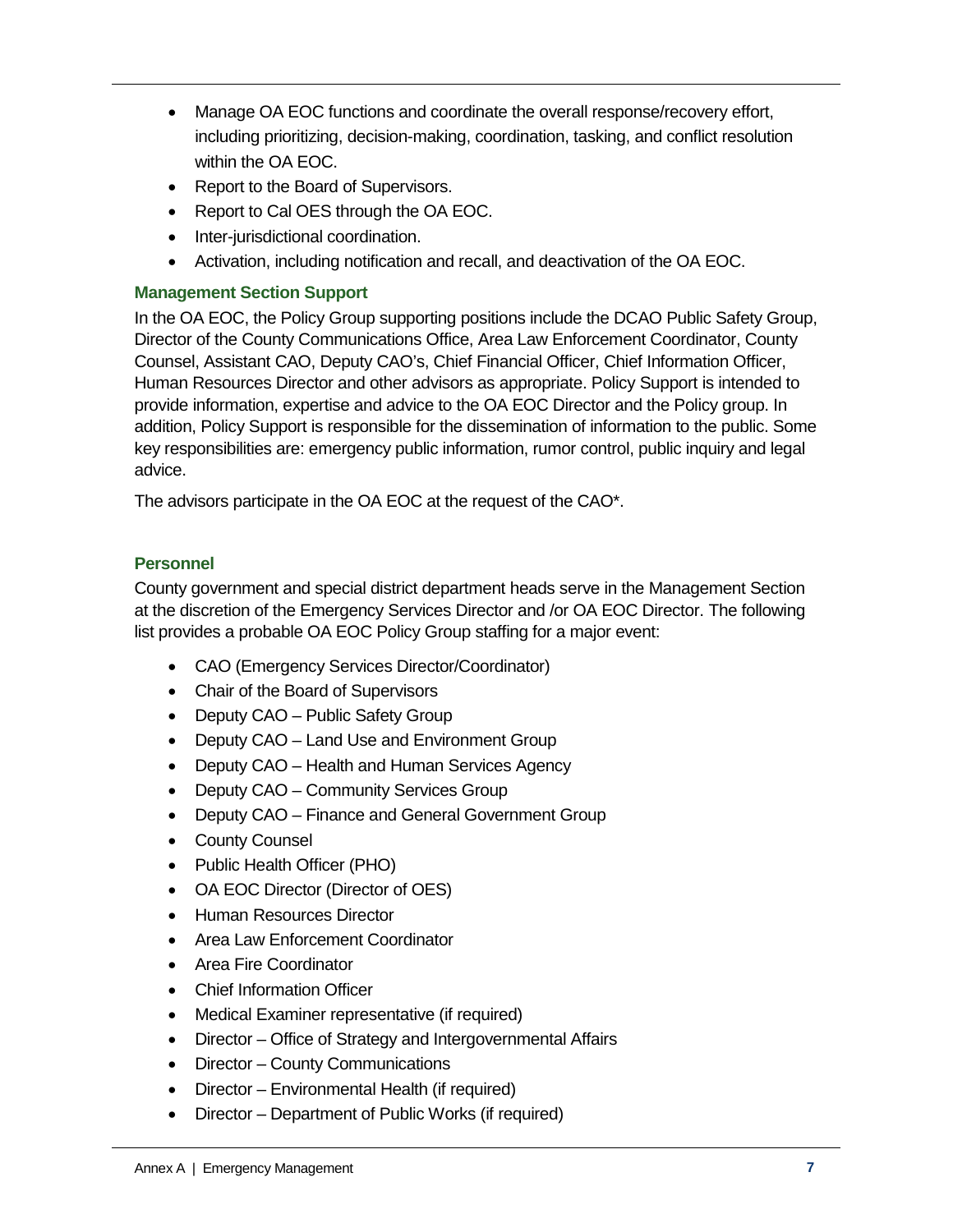- Manage OA EOC functions and coordinate the overall response/recovery effort, including prioritizing, decision-making, coordination, tasking, and conflict resolution within the OA EOC.
- Report to the Board of Supervisors.
- Report to Cal OES through the OA EOC.
- Inter-jurisdictional coordination.
- Activation, including notification and recall, and deactivation of the OA EOC.

### Management Section Support

In the OA EOC, the Policy Group supporting positions include the DCAO Public Safety Group, Director of the County Communications Office, Area Law Enforcement Coordinator, County Counsel, Assistant CAO, Deputy CAO's, Chief Financial Officer, Chief Information Officer, Human Resources Director and other advisors as appropriate. Policy Support is intended to provide information, expertise and advice to the OA EOC Director and the Policy group. In addition, Policy Support is responsible for the dissemination of information to the public. Some key responsibilities are: emergency public information, rumor control, public inquiry and legal advice.

The advisors participate in the OA EOC at the request of the CAO*.

### Personnel

County government and special district department heads serve in the Management Section at the discretion of the Emergency Services Director and /or OA EOC Director. The following list provides a probable OA EOC Policy Group staffing for a major event:

- CAO (Emergency Services Director/Coordinator)
- Chair of the Board of Supervisors
- Deputy CAO – Public Safety Group
- Deputy CAO – Land Use and Environment Group
- Deputy CAO – Health and Human Services Agency
- Deputy CAO – Community Services Group
- Deputy CAO – Finance and General Government Group
- County Counsel
- Public Health Officer (PHO)
- OA EOC Director (Director of OES)
- Human Resources Director
- Area Law Enforcement Coordinator
- Area Fire Coordinator
- Chief Information Officer
- Medical Examiner representative (if required)
- Director – Office of Strategy and Intergovernmental Affairs
- Director – County Communications
- Director – Environmental Health (if required)
- Director – Department of Public Works (if required)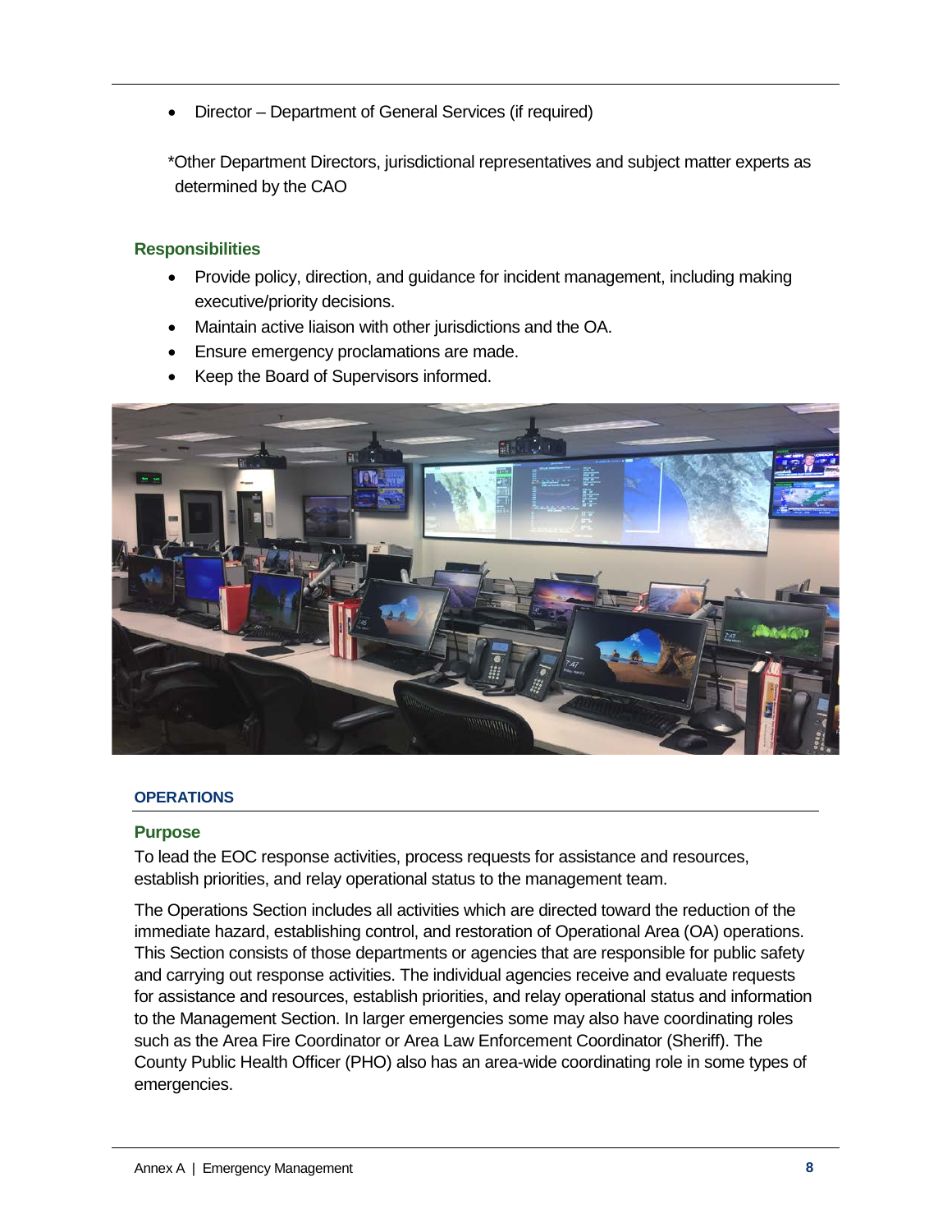- Director – Department of General Services (if required)

*Other Department Directors, jurisdictional representatives and subject matter experts as determined by the CAO

### Responsibilities

- Provide policy, direction, and guidance for incident management, including making executive/priority decisions.
- Maintain active liaison with other jurisdictions and the OA.
- Ensure emergency proclamations are made.
- Keep the Board of Supervisors informed.

## OPERATIONS

### Purpose

To lead the EOC response activities, process requests for assistance and resources, establish priorities, and relay operational status to the management team.

The Operations Section includes all activities which are directed toward the reduction of the immediate hazard, establishing control, and restoration of Operational Area (OA) operations. This Section consists of those departments or agencies that are responsible for public safety and carrying out response activities. The individual agencies receive and evaluate requests for assistance and resources, establish priorities, and relay operational status and information to the Management Section. In larger emergencies some may also have coordinating roles such as the Area Fire Coordinator or Area Law Enforcement Coordinator (Sheriff). The County Public Health Officer (PHO) also has an area-wide coordinating role in some types of emergencies.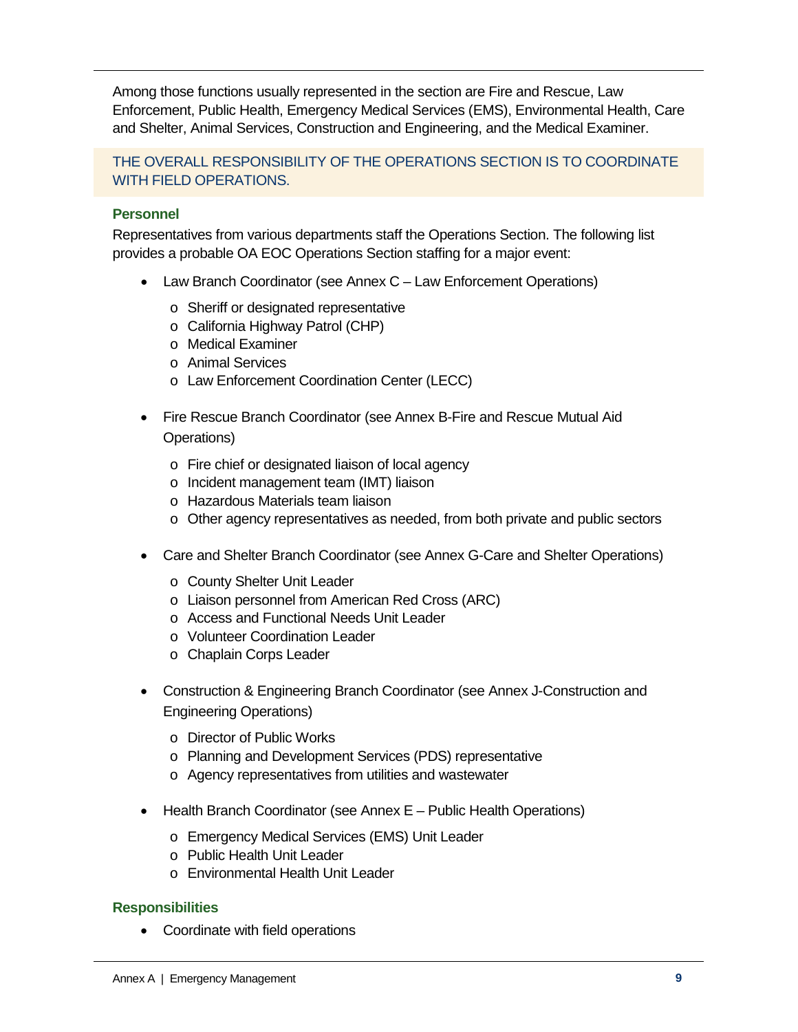Among those functions usually represented in the section are Fire and Rescue, Law Enforcement, Public Health, Emergency Medical Services (EMS), Environmental Health, Care and Shelter, Animal Services, Construction and Engineering, and the Medical Examiner.

> THE OVERALL RESPONSIBILITY OF THE OPERATIONS SECTION IS TO COORDINATE WITH FIELD OPERATIONS.

### Personnel

Representatives from various departments staff the Operations Section. The following list provides a probable OA EOC Operations Section staffing for a major event:

- Law Branch Coordinator (see Annex C – Law Enforcement Operations)
  - Sheriff or designated representative
  - California Highway Patrol (CHP)
  - Medical Examiner
  - Animal Services
  - Law Enforcement Coordination Center (LECC)
- Fire Rescue Branch Coordinator (see Annex B-Fire and Rescue Mutual Aid Operations)
  - Fire chief or designated liaison of local agency
  - Incident management team (IMT) liaison
  - Hazardous Materials team liaison
  - Other agency representatives as needed, from both private and public sectors
- Care and Shelter Branch Coordinator (see Annex G-Care and Shelter Operations)
  - County Shelter Unit Leader
  - Liaison personnel from American Red Cross (ARC)
  - Access and Functional Needs Unit Leader
  - Volunteer Coordination Leader
  - Chaplain Corps Leader
- Construction & Engineering Branch Coordinator (see Annex J-Construction and Engineering Operations)
  - Director of Public Works
  - Planning and Development Services (PDS) representative
  - Agency representatives from utilities and wastewater
- Health Branch Coordinator (see Annex E – Public Health Operations)
  - Emergency Medical Services (EMS) Unit Leader
  - Public Health Unit Leader
  - Environmental Health Unit Leader

### Responsibilities

- Coordinate with field operations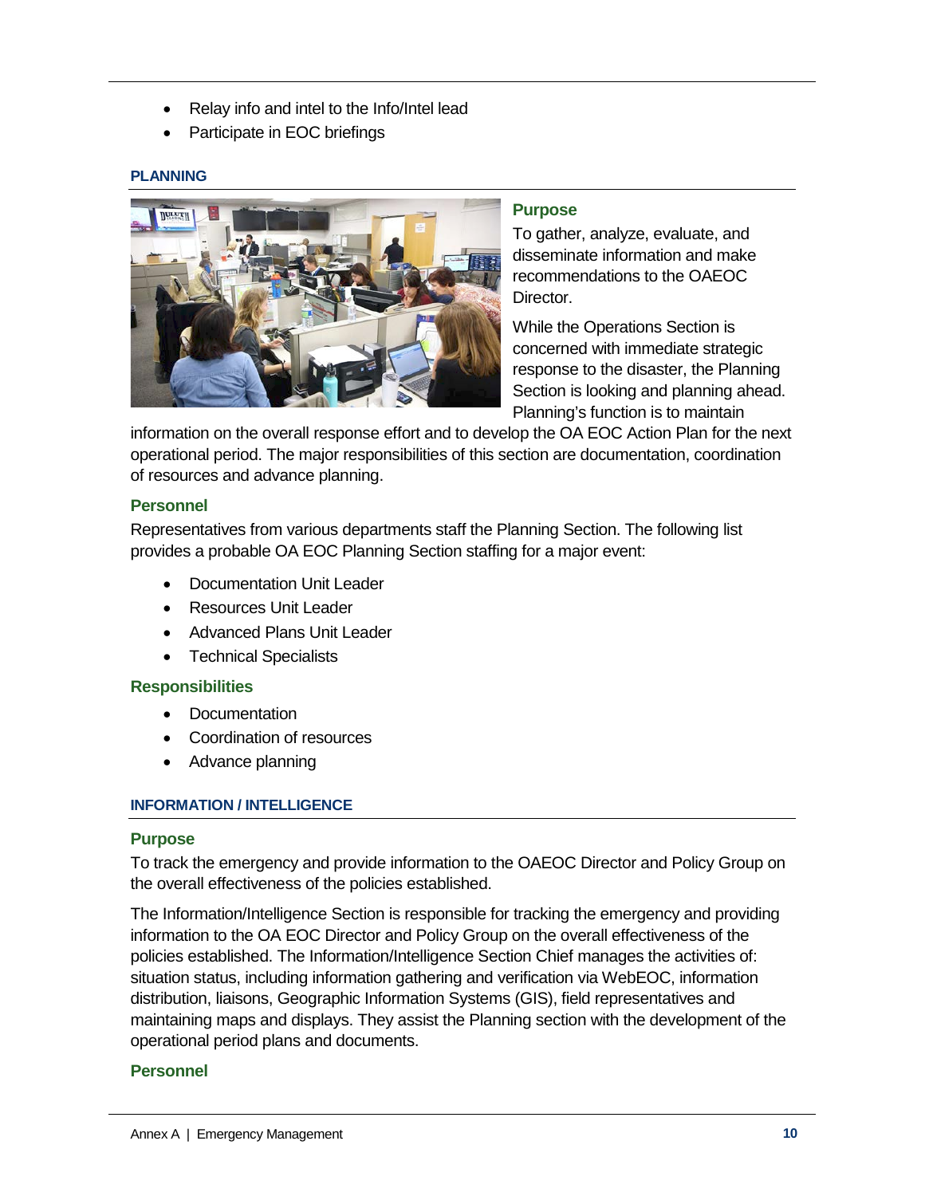- Relay info and intel to the Info/Intel lead
- Participate in EOC briefings

### PLANNING

#### Purpose

To gather, analyze, evaluate, and disseminate information and make recommendations to the OAEOC Director.

While the Operations Section is concerned with immediate strategic response to the disaster, the Planning Section is looking and planning ahead. Planning's function is to maintain information on the overall response effort and to develop the OA EOC Action Plan for the next operational period. The major responsibilities of this section are documentation, coordination of resources and advance planning.

#### Personnel

Representatives from various departments staff the Planning Section. The following list provides a probable OA EOC Planning Section staffing for a major event:

- Documentation Unit Leader
- Resources Unit Leader
- Advanced Plans Unit Leader
- Technical Specialists

#### Responsibilities

- Documentation
- Coordination of resources
- Advance planning

### INFORMATION / INTELLIGENCE

#### Purpose

To track the emergency and provide information to the OAEOC Director and Policy Group on the overall effectiveness of the policies established.

The Information/Intelligence Section is responsible for tracking the emergency and providing information to the OA EOC Director and Policy Group on the overall effectiveness of the policies established. The Information/Intelligence Section Chief manages the activities of: situation status, including information gathering and verification via WebEOC, information distribution, liaisons, Geographic Information Systems (GIS), field representatives and maintaining maps and displays. They assist the Planning section with the development of the operational period plans and documents.

#### Personnel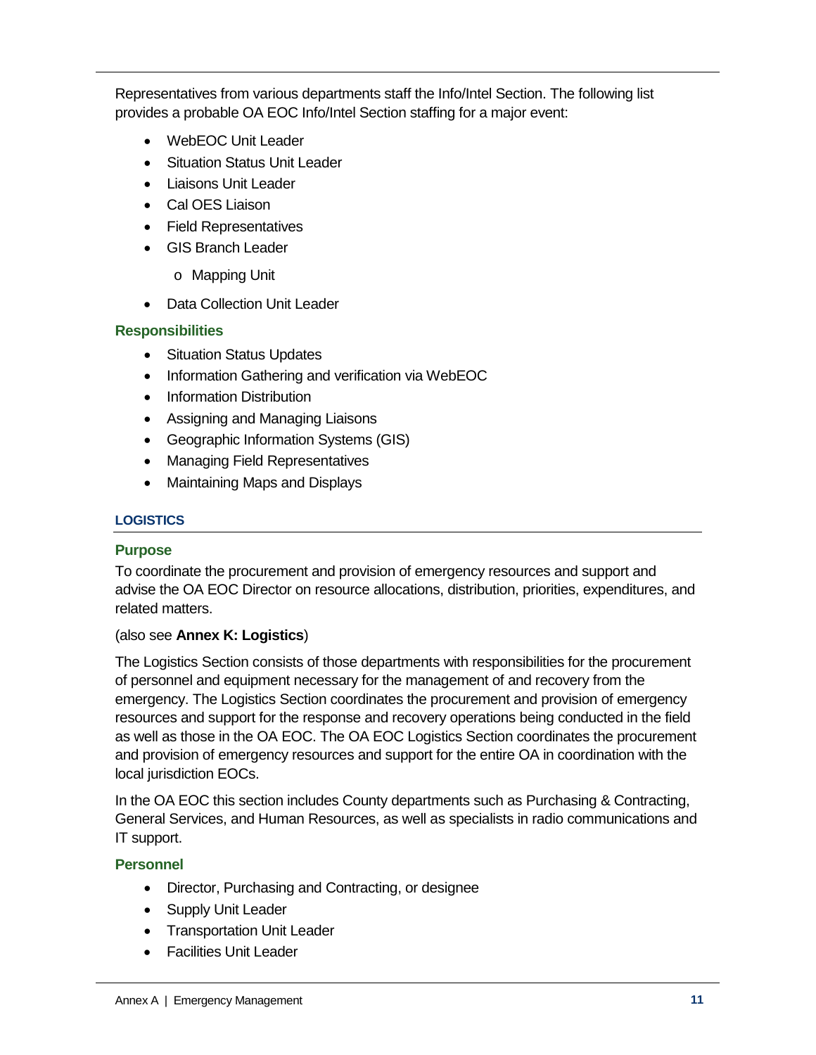Representatives from various departments staff the Info/Intel Section. The following list provides a probable OA EOC Info/Intel Section staffing for a major event:

- WebEOC Unit Leader
- Situation Status Unit Leader
- Liaisons Unit Leader
- Cal OES Liaison
- Field Representatives
- GIS Branch Leader
    - Mapping Unit
- Data Collection Unit Leader

#### Responsibilities

- Situation Status Updates
- Information Gathering and verification via WebEOC
- Information Distribution
- Assigning and Managing Liaisons
- Geographic Information Systems (GIS)
- Managing Field Representatives
- Maintaining Maps and Displays

### LOGISTICS

#### Purpose

To coordinate the procurement and provision of emergency resources and support and advise the OA EOC Director on resource allocations, distribution, priorities, expenditures, and related matters.

(also see **Annex K: Logistics**)

The Logistics Section consists of those departments with responsibilities for the procurement of personnel and equipment necessary for the management of and recovery from the emergency. The Logistics Section coordinates the procurement and provision of emergency resources and support for the response and recovery operations being conducted in the field as well as those in the OA EOC. The OA EOC Logistics Section coordinates the procurement and provision of emergency resources and support for the entire OA in coordination with the local jurisdiction EOCs.

In the OA EOC this section includes County departments such as Purchasing & Contracting, General Services, and Human Resources, as well as specialists in radio communications and IT support.

#### Personnel

- Director, Purchasing and Contracting, or designee
- Supply Unit Leader
- Transportation Unit Leader
- Facilities Unit Leader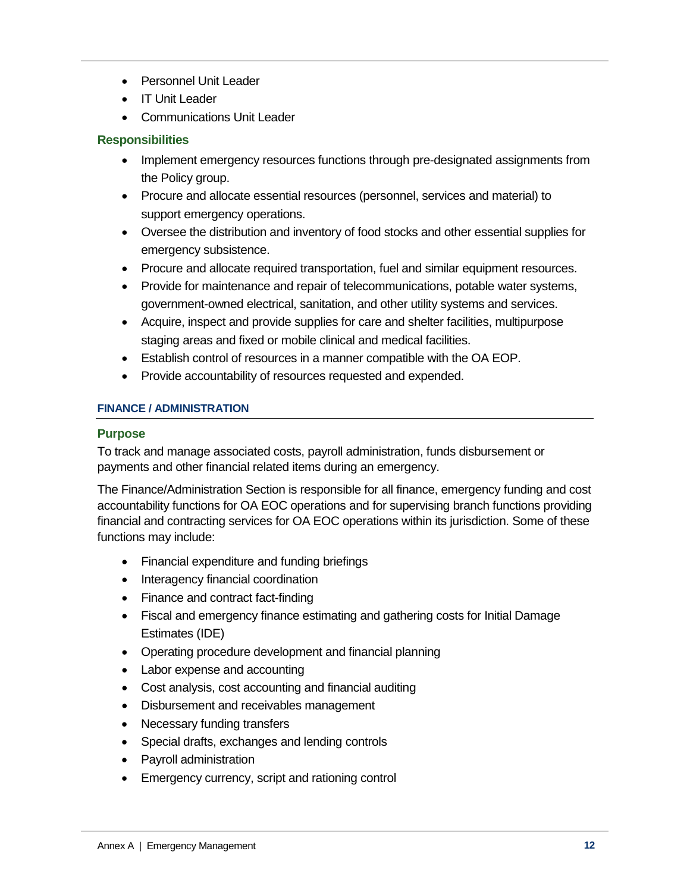- Personnel Unit Leader
- IT Unit Leader
- Communications Unit Leader

#### Responsibilities

- Implement emergency resources functions through pre-designated assignments from the Policy group.
- Procure and allocate essential resources (personnel, services and material) to support emergency operations.
- Oversee the distribution and inventory of food stocks and other essential supplies for emergency subsistence.
- Procure and allocate required transportation, fuel and similar equipment resources.
- Provide for maintenance and repair of telecommunications, potable water systems, government-owned electrical, sanitation, and other utility systems and services.
- Acquire, inspect and provide supplies for care and shelter facilities, multipurpose staging areas and fixed or mobile clinical and medical facilities.
- Establish control of resources in a manner compatible with the OA EOP.
- Provide accountability of resources requested and expended.

### FINANCE / ADMINISTRATION

#### Purpose

To track and manage associated costs, payroll administration, funds disbursement or payments and other financial related items during an emergency.

The Finance/Administration Section is responsible for all finance, emergency funding and cost accountability functions for OA EOC operations and for supervising branch functions providing financial and contracting services for OA EOC operations within its jurisdiction. Some of these functions may include:

- Financial expenditure and funding briefings
- Interagency financial coordination
- Finance and contract fact-finding
- Fiscal and emergency finance estimating and gathering costs for Initial Damage Estimates (IDE)
- Operating procedure development and financial planning
- Labor expense and accounting
- Cost analysis, cost accounting and financial auditing
- Disbursement and receivables management
- Necessary funding transfers
- Special drafts, exchanges and lending controls
- Payroll administration
- Emergency currency, script and rationing control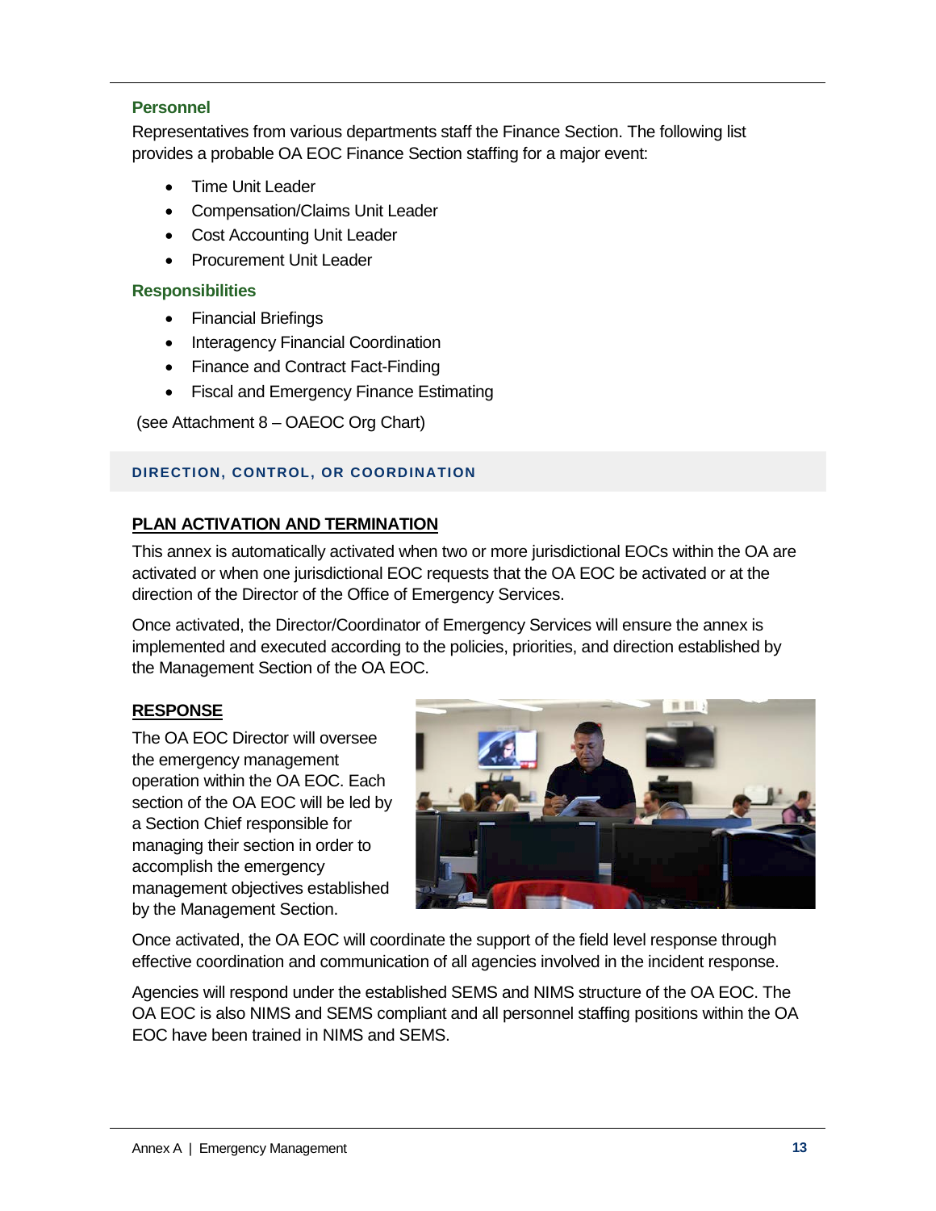### Personnel

Representatives from various departments staff the Finance Section. The following list provides a probable OA EOC Finance Section staffing for a major event:

- Time Unit Leader
- Compensation/Claims Unit Leader
- Cost Accounting Unit Leader
- Procurement Unit Leader

### Responsibilities

- Financial Briefings
- Interagency Financial Coordination
- Finance and Contract Fact-Finding
- Fiscal and Emergency Finance Estimating

(see Attachment 8 – OAEOC Org Chart)

## DIRECTION, CONTROL, OR COORDINATION

### PLAN ACTIVATION AND TERMINATION

This annex is automatically activated when two or more jurisdictional EOCs within the OA are activated or when one jurisdictional EOC requests that the OA EOC be activated or at the direction of the Director of the Office of Emergency Services.

Once activated, the Director/Coordinator of Emergency Services will ensure the annex is implemented and executed according to the policies, priorities, and direction established by the Management Section of the OA EOC.

### RESPONSE

The OA EOC Director will oversee the emergency management operation within the OA EOC. Each section of the OA EOC will be led by a Section Chief responsible for managing their section in order to accomplish the emergency management objectives established by the Management Section.

Once activated, the OA EOC will coordinate the support of the field level response through effective coordination and communication of all agencies involved in the incident response.

Agencies will respond under the established SEMS and NIMS structure of the OA EOC. The OA EOC is also NIMS and SEMS compliant and all personnel staffing positions within the OA EOC have been trained in NIMS and SEMS.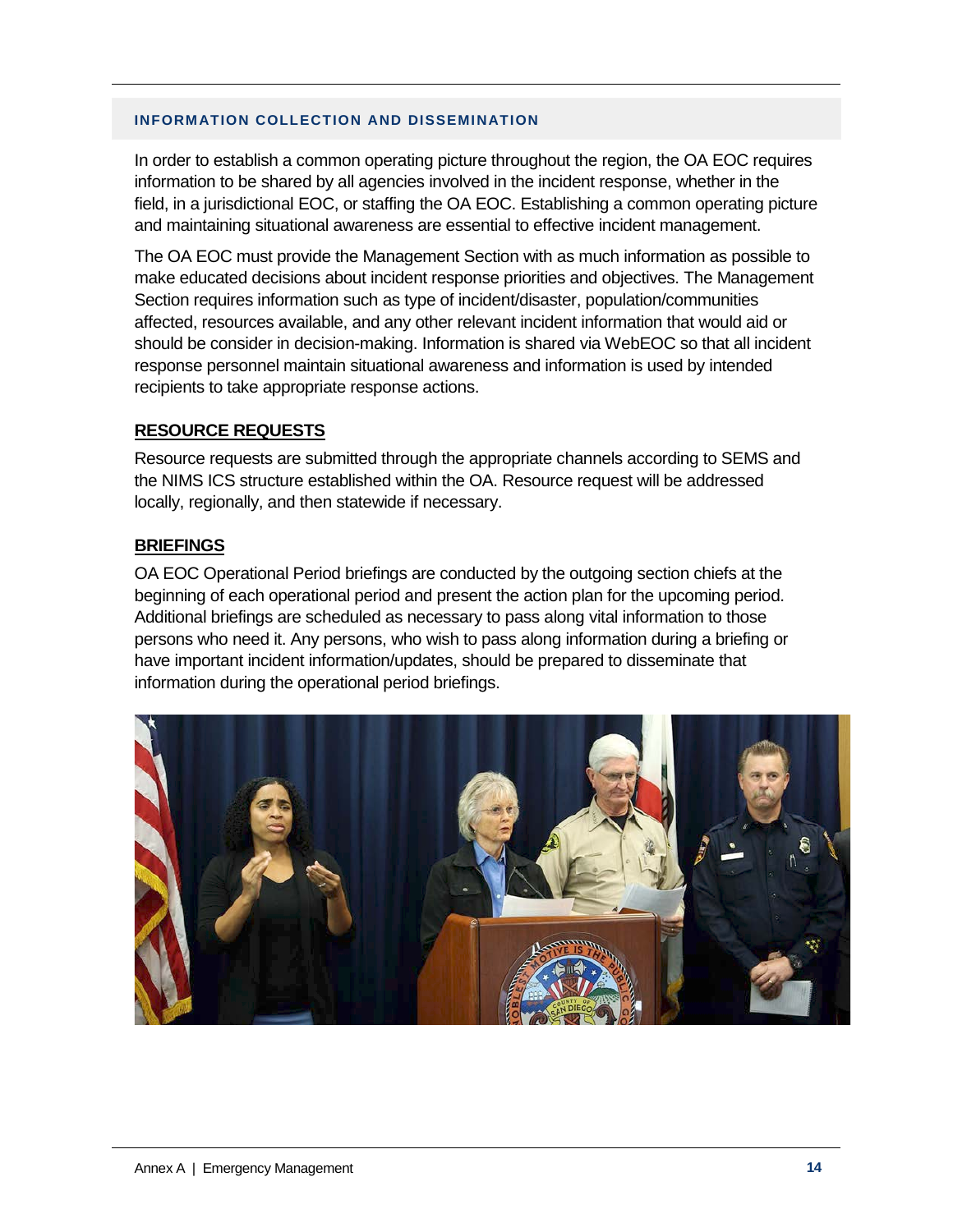## INFORMATION COLLECTION AND DISSEMINATION

In order to establish a common operating picture throughout the region, the OA EOC requires information to be shared by all agencies involved in the incident response, whether in the field, in a jurisdictional EOC, or staffing the OA EOC. Establishing a common operating picture and maintaining situational awareness are essential to effective incident management.

The OA EOC must provide the Management Section with as much information as possible to make educated decisions about incident response priorities and objectives. The Management Section requires information such as type of incident/disaster, population/communities affected, resources available, and any other relevant incident information that would aid or should be consider in decision-making. Information is shared via WebEOC so that all incident response personnel maintain situational awareness and information is used by intended recipients to take appropriate response actions.

### RESOURCE REQUESTS

Resource requests are submitted through the appropriate channels according to SEMS and the NIMS ICS structure established within the OA. Resource request will be addressed locally, regionally, and then statewide if necessary.

### BRIEFINGS

OA EOC Operational Period briefings are conducted by the outgoing section chiefs at the beginning of each operational period and present the action plan for the upcoming period. Additional briefings are scheduled as necessary to pass along vital information to those persons who need it. Any persons, who wish to pass along information during a briefing or have important incident information/updates, should be prepared to disseminate that information during the operational period briefings.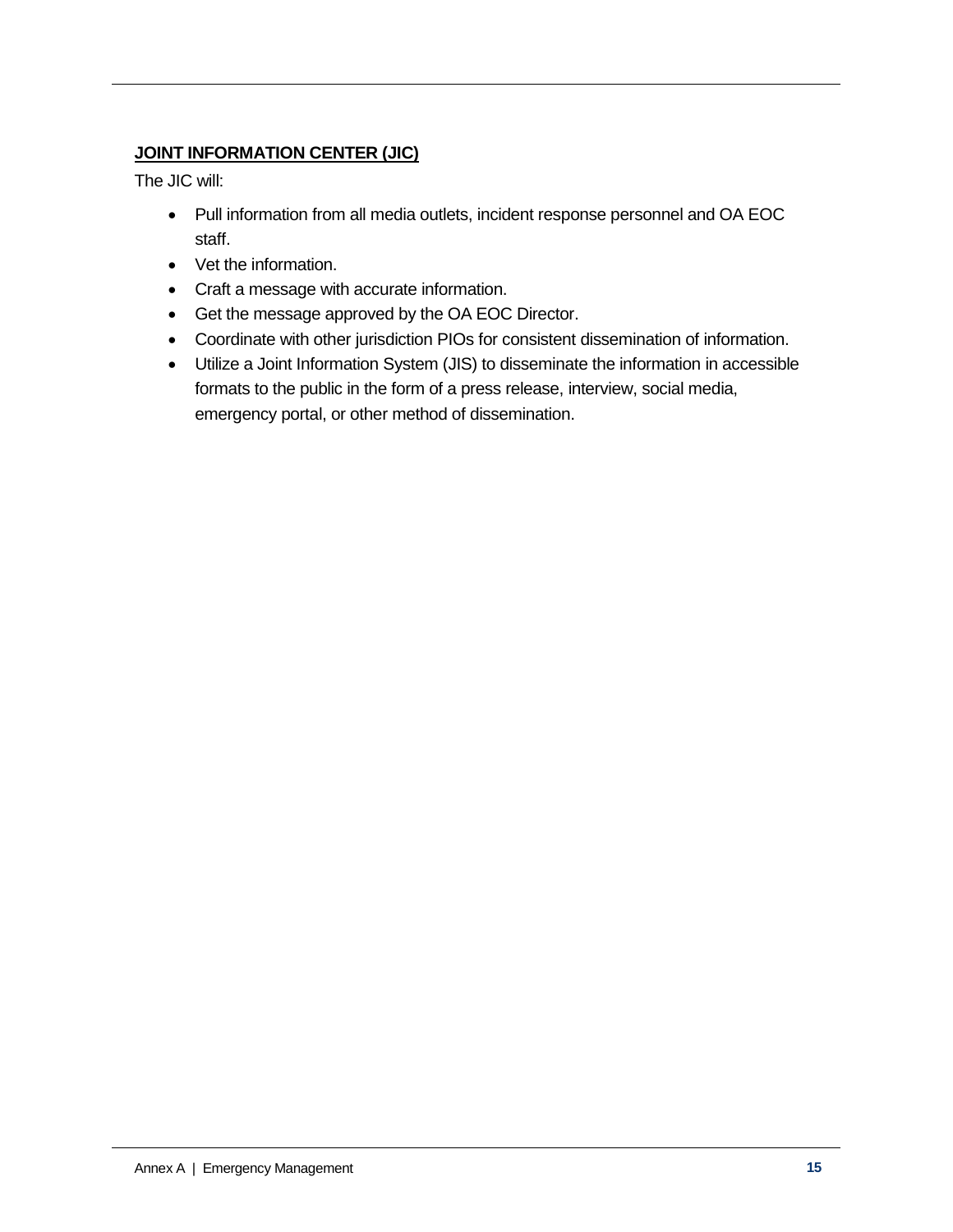## **JOINT INFORMATION CENTER (JIC)**

The JIC will:

- Pull information from all media outlets, incident response personnel and OA EOC staff.
- Vet the information.
- Craft a message with accurate information.
- Get the message approved by the OA EOC Director.
- Coordinate with other jurisdiction PIOs for consistent dissemination of information.
- Utilize a Joint Information System (JIS) to disseminate the information in accessible formats to the public in the form of a press release, interview, social media, emergency portal, or other method of dissemination.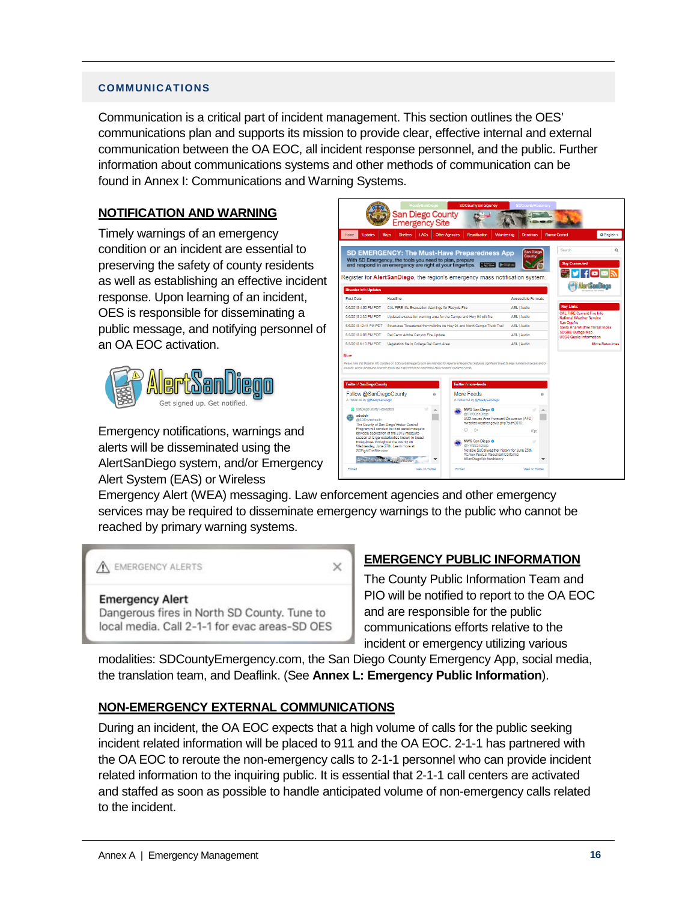## COMMUNICATIONS

Communication is a critical part of incident management. This section outlines the OES' communications plan and supports its mission to provide clear, effective internal and external communication between the OA EOC, all incident response personnel, and the public. Further information about communications systems and other methods of communication can be found in Annex I: Communications and Warning Systems.

### NOTIFICATION AND WARNING

Timely warnings of an emergency condition or an incident are essential to preserving the safety of county residents as well as establishing an effective incident response. Upon learning of an incident, OES is responsible for disseminating a public message, and notifying personnel of an OA EOC activation.

Emergency notifications, warnings and alerts will be disseminated using the AlertSanDiego system, and/or Emergency Alert System (EAS) or Wireless Emergency Alert (WEA) messaging. Law enforcement agencies and other emergency services may be required to disseminate emergency warnings to the public who cannot be reached by primary warning systems.

### EMERGENCY PUBLIC INFORMATION

The County Public Information Team and PIO will be notified to report to the OA EOC and are responsible for the public communications efforts relative to the incident or emergency utilizing various modalities: SDCountyEmergency.com, the San Diego County Emergency App, social media, the translation team, and Deaflink. (See **Annex L: Emergency Public Information**).

### NON-EMERGENCY EXTERNAL COMMUNICATIONS

During an incident, the OA EOC expects that a high volume of calls for the public seeking incident related information will be placed to 911 and the OA EOC. 2-1-1 has partnered with the OA EOC to reroute the non-emergency calls to 2-1-1 personnel who can provide incident related information to the inquiring public. It is essential that 2-1-1 call centers are activated and staffed as soon as possible to handle anticipated volume of non-emergency calls related to the incident.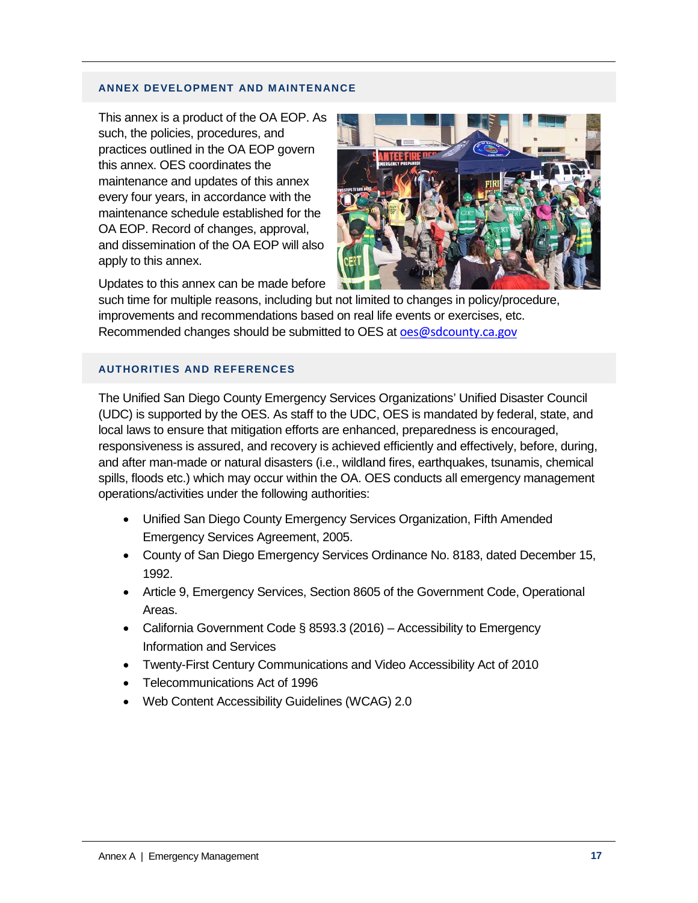## ANNEX DEVELOPMENT AND MAINTENANCE

This annex is a product of the OA EOP. As such, the policies, procedures, and practices outlined in the OA EOP govern this annex. OES coordinates the maintenance and updates of this annex every four years, in accordance with the maintenance schedule established for the OA EOP. Record of changes, approval, and dissemination of the OA EOP will also apply to this annex.

Updates to this annex can be made before such time for multiple reasons, including but not limited to changes in policy/procedure, improvements and recommendations based on real life events or exercises, etc. Recommended changes should be submitted to OES at oes@sdcounty.ca.gov

## AUTHORITIES AND REFERENCES

The Unified San Diego County Emergency Services Organizations' Unified Disaster Council (UDC) is supported by the OES. As staff to the UDC, OES is mandated by federal, state, and local laws to ensure that mitigation efforts are enhanced, preparedness is encouraged, responsiveness is assured, and recovery is achieved efficiently and effectively, before, during, and after man-made or natural disasters (i.e., wildland fires, earthquakes, tsunamis, chemical spills, floods etc.) which may occur within the OA. OES conducts all emergency management operations/activities under the following authorities:

- Unified San Diego County Emergency Services Organization, Fifth Amended Emergency Services Agreement, 2005.
- County of San Diego Emergency Services Ordinance No. 8183, dated December 15, 1992.
- Article 9, Emergency Services, Section 8605 of the Government Code, Operational Areas.
- California Government Code § 8593.3 (2016) – Accessibility to Emergency Information and Services
- Twenty-First Century Communications and Video Accessibility Act of 2010
- Telecommunications Act of 1996
- Web Content Accessibility Guidelines (WCAG) 2.0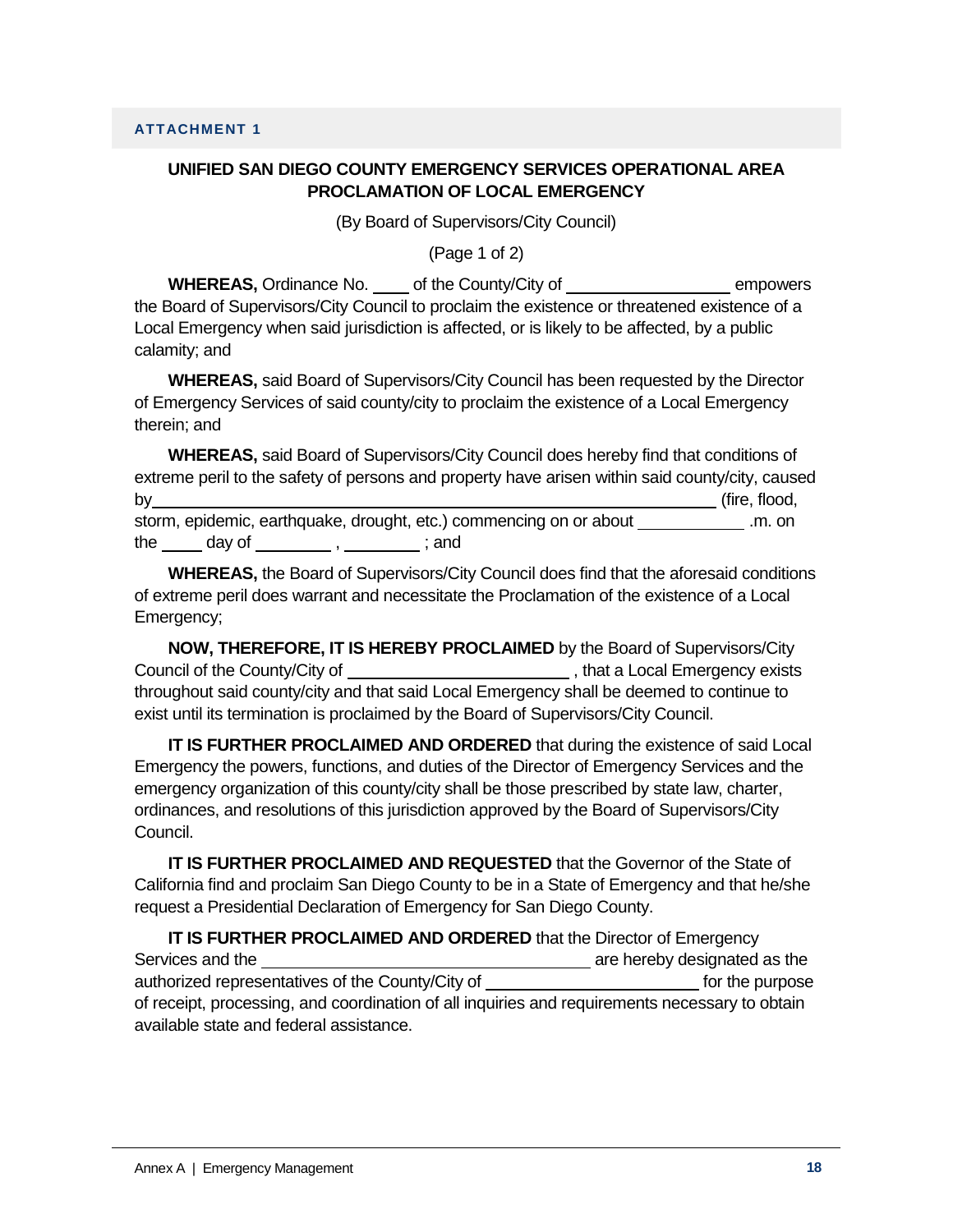**ATTACHMENT 1**

## UNIFIED SAN DIEGO COUNTY EMERGENCY SERVICES OPERATIONAL AREA PROCLAMATION OF LOCAL EMERGENCY

(By Board of Supervisors/City Council)

(Page 1 of 2)

**WHEREAS,** Ordinance No. ____ of the County/City of __________________ empowers the Board of Supervisors/City Council to proclaim the existence or threatened existence of a Local Emergency when said jurisdiction is affected, or is likely to be affected, by a public calamity; and

**WHEREAS,** said Board of Supervisors/City Council has been requested by the Director of Emergency Services of said county/city to proclaim the existence of a Local Emergency therein; and

**WHEREAS,** said Board of Supervisors/City Council does hereby find that conditions of extreme peril to the safety of persons and property have arisen within said county/city, caused by______________________________________________________________ (fire, flood, storm, epidemic, earthquake, drought, etc.) commencing on or about ____________ .m. on the _____ day of _________ , _________ ; and

**WHEREAS,** the Board of Supervisors/City Council does find that the aforesaid conditions of extreme peril does warrant and necessitate the Proclamation of the existence of a Local Emergency;

**NOW, THEREFORE, IT IS HEREBY PROCLAIMED** by the Board of Supervisors/City Council of the County/City of _________________________ , that a Local Emergency exists throughout said county/city and that said Local Emergency shall be deemed to continue to exist until its termination is proclaimed by the Board of Supervisors/City Council.

**IT IS FURTHER PROCLAIMED AND ORDERED** that during the existence of said Local Emergency the powers, functions, and duties of the Director of Emergency Services and the emergency organization of this county/city shall be those prescribed by state law, charter, ordinances, and resolutions of this jurisdiction approved by the Board of Supervisors/City Council.

**IT IS FURTHER PROCLAIMED AND REQUESTED** that the Governor of the State of California find and proclaim San Diego County to be in a State of Emergency and that he/she request a Presidential Declaration of Emergency for San Diego County.

**IT IS FURTHER PROCLAIMED AND ORDERED** that the Director of Emergency Services and the ____________________________________ are hereby designated as the authorized representatives of the County/City of ________________________ for the purpose of receipt, processing, and coordination of all inquiries and requirements necessary to obtain available state and federal assistance.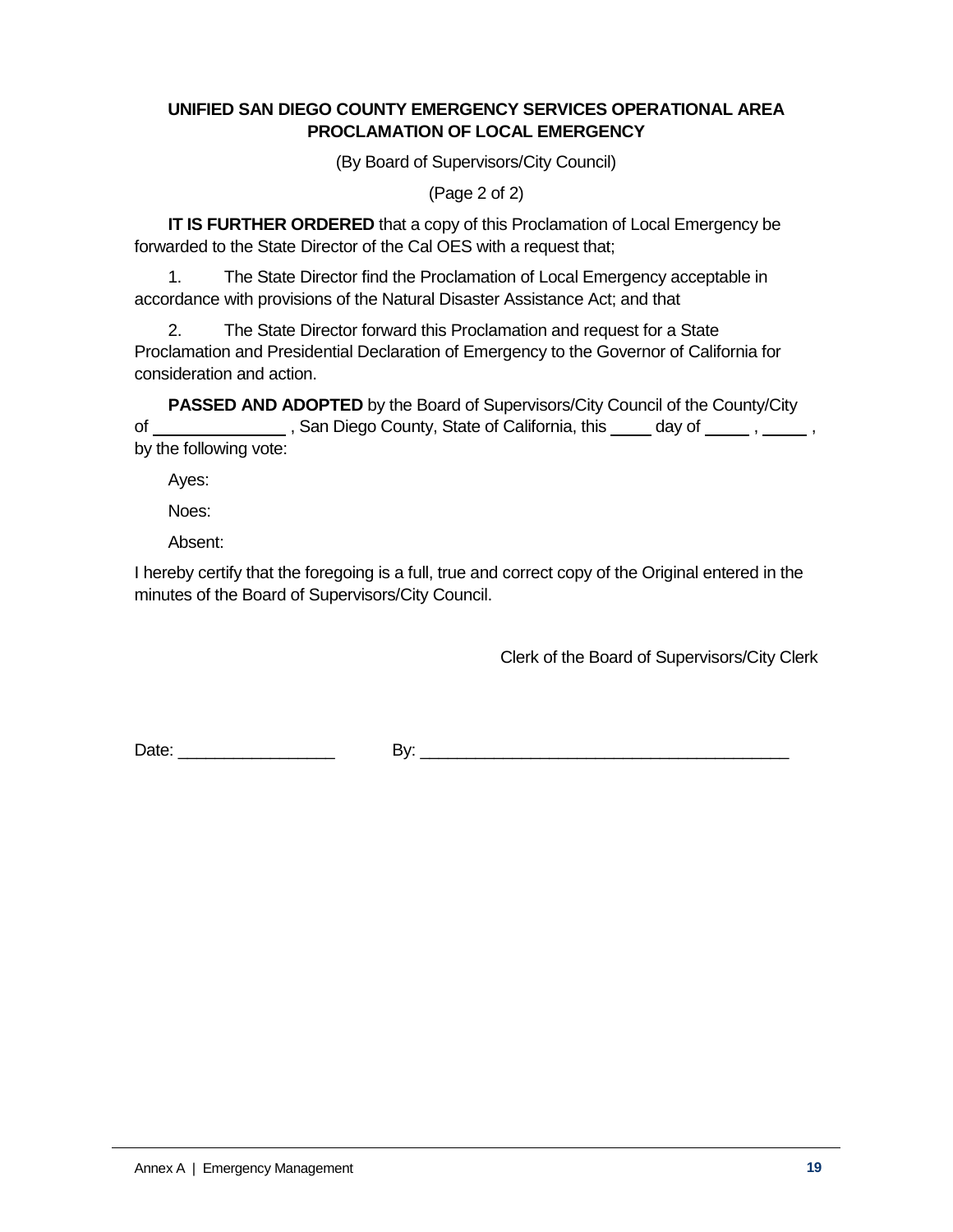**UNIFIED SAN DIEGO COUNTY EMERGENCY SERVICES OPERATIONAL AREA PROCLAMATION OF LOCAL EMERGENCY**

(By Board of Supervisors/City Council)

(Page 2 of 2)

**IT IS FURTHER ORDERED** that a copy of this Proclamation of Local Emergency be forwarded to the State Director of the Cal OES with a request that;

1. The State Director find the Proclamation of Local Emergency acceptable in accordance with provisions of the Natural Disaster Assistance Act; and that

2. The State Director forward this Proclamation and request for a State Proclamation and Presidential Declaration of Emergency to the Governor of California for consideration and action.

**PASSED AND ADOPTED** by the Board of Supervisors/City Council of the County/City of ______________ , San Diego County, State of California, this _____ day of _____ , _____ , by the following vote:

Ayes:

Noes:

Absent:

I hereby certify that the foregoing is a full, true and correct copy of the Original entered in the minutes of the Board of Supervisors/City Council.

Clerk of the Board of Supervisors/City Clerk

Date: _________________ By: ________________________________________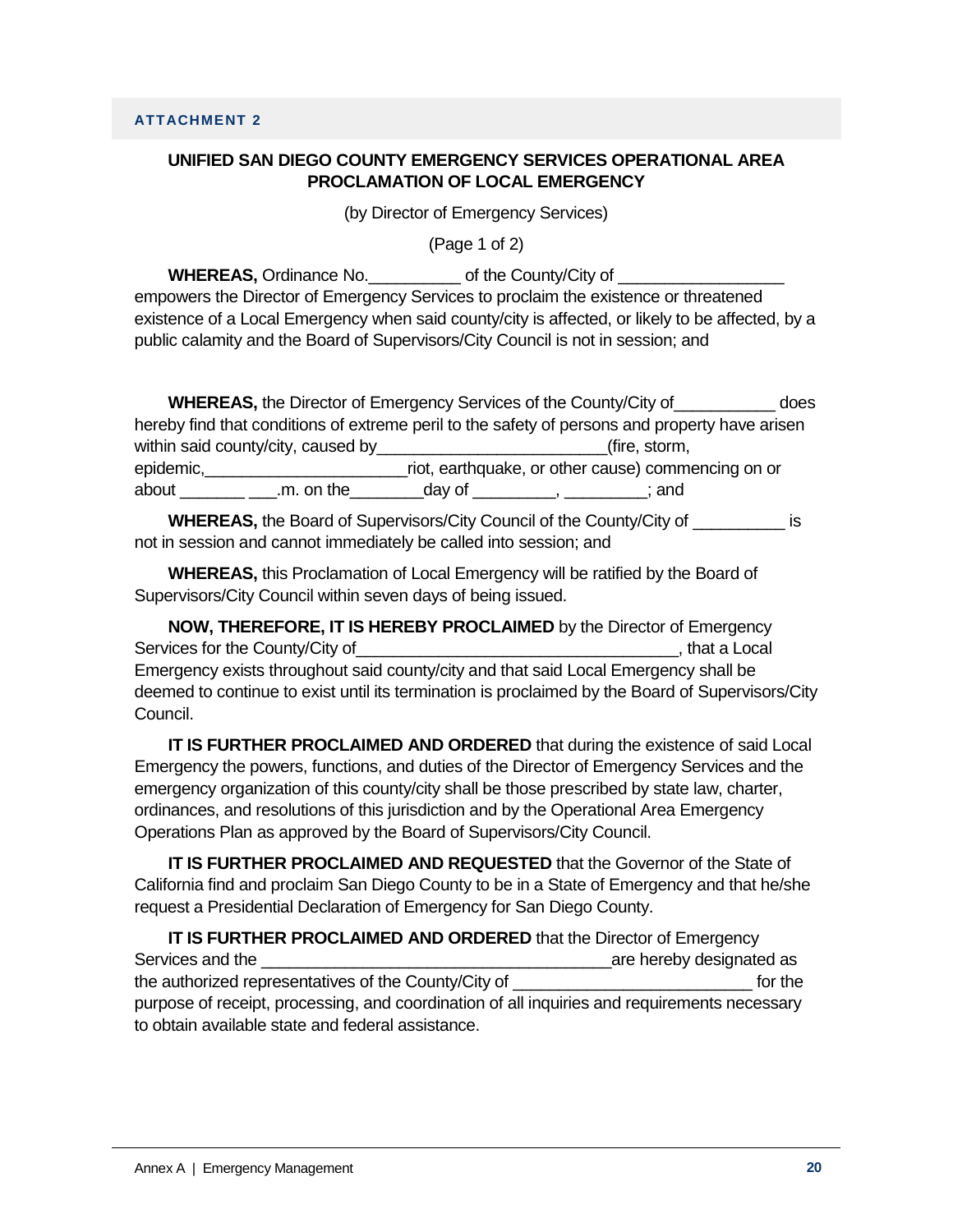**ATTACHMENT 2**

**UNIFIED SAN DIEGO COUNTY EMERGENCY SERVICES OPERATIONAL AREA PROCLAMATION OF LOCAL EMERGENCY**

(by Director of Emergency Services)

(Page 1 of 2)

**WHEREAS,** Ordinance No.__________ of the County/City of __________________ empowers the Director of Emergency Services to proclaim the existence or threatened existence of a Local Emergency when said county/city is affected, or likely to be affected, by a public calamity and the Board of Supervisors/City Council is not in session; and

**WHEREAS,** the Director of Emergency Services of the County/City of___________ does hereby find that conditions of extreme peril to the safety of persons and property have arisen within said county/city, caused by_________________________(fire, storm, epidemic,______________________riot, earthquake, or other cause) commencing on or about _______ ___.m. on the________day of _________, _________; and

**WHEREAS,** the Board of Supervisors/City Council of the County/City of __________ is not in session and cannot immediately be called into session; and

**WHEREAS,** this Proclamation of Local Emergency will be ratified by the Board of Supervisors/City Council within seven days of being issued.

**NOW, THEREFORE, IT IS HEREBY PROCLAIMED** by the Director of Emergency Services for the County/City of___________________________________, that a Local Emergency exists throughout said county/city and that said Local Emergency shall be deemed to continue to exist until its termination is proclaimed by the Board of Supervisors/City Council.

**IT IS FURTHER PROCLAIMED AND ORDERED** that during the existence of said Local Emergency the powers, functions, and duties of the Director of Emergency Services and the emergency organization of this county/city shall be those prescribed by state law, charter, ordinances, and resolutions of this jurisdiction and by the Operational Area Emergency Operations Plan as approved by the Board of Supervisors/City Council.

**IT IS FURTHER PROCLAIMED AND REQUESTED** that the Governor of the State of California find and proclaim San Diego County to be in a State of Emergency and that he/she request a Presidential Declaration of Emergency for San Diego County.

**IT IS FURTHER PROCLAIMED AND ORDERED** that the Director of Emergency Services and the ______________________________________are hereby designated as the authorized representatives of the County/City of _________________________ for the purpose of receipt, processing, and coordination of all inquiries and requirements necessary to obtain available state and federal assistance.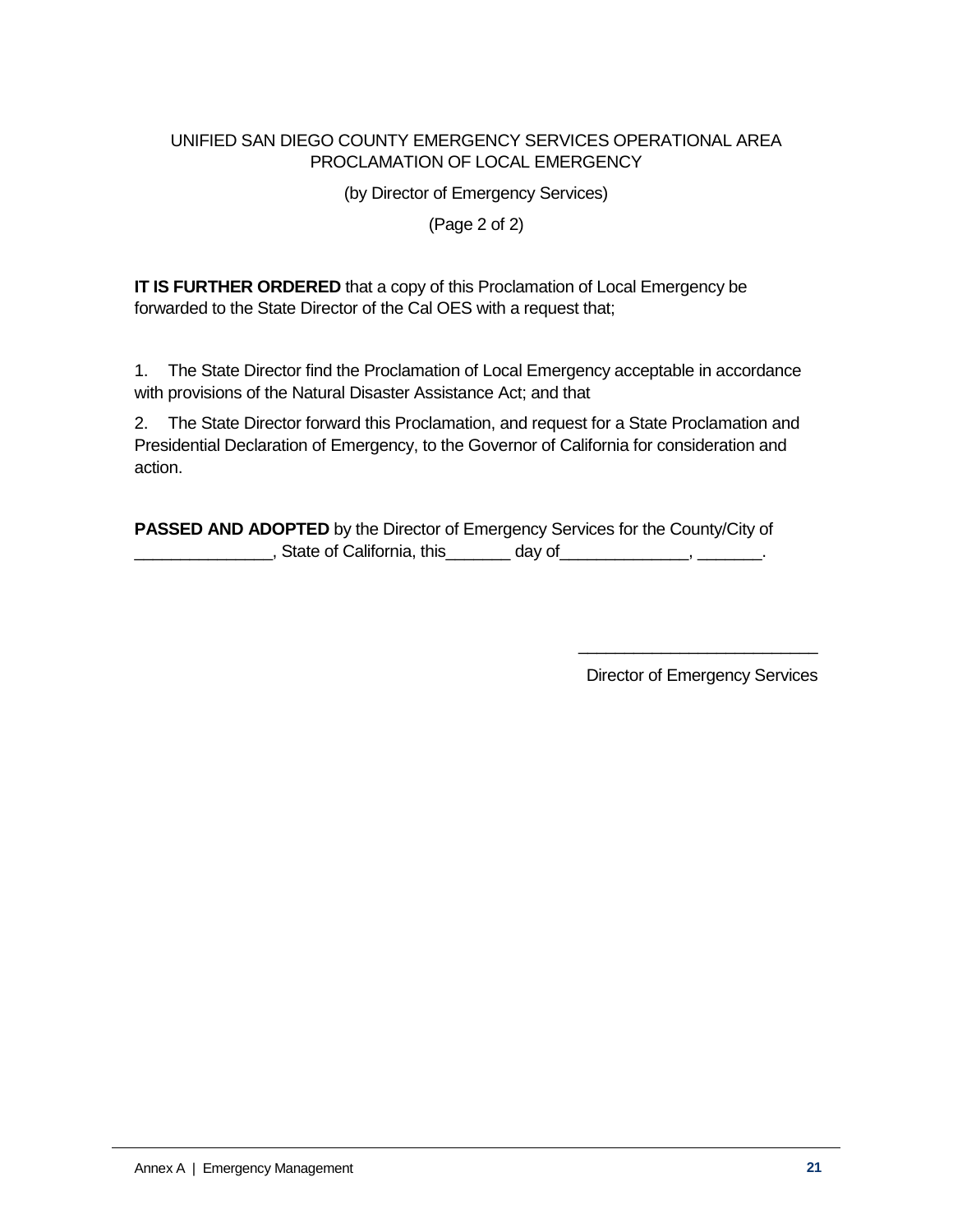UNIFIED SAN DIEGO COUNTY EMERGENCY SERVICES OPERATIONAL AREA
PROCLAMATION OF LOCAL EMERGENCY

(by Director of Emergency Services)

(Page 2 of 2)

**IT IS FURTHER ORDERED** that a copy of this Proclamation of Local Emergency be forwarded to the State Director of the Cal OES with a request that;

1. The State Director find the Proclamation of Local Emergency acceptable in accordance with provisions of the Natural Disaster Assistance Act; and that

2. The State Director forward this Proclamation, and request for a State Proclamation and Presidential Declaration of Emergency, to the Governor of California for consideration and action.

**PASSED AND ADOPTED** by the Director of Emergency Services for the County/City of _______________, State of California, this_______ day of______________, _______.

__________________________

Director of Emergency Services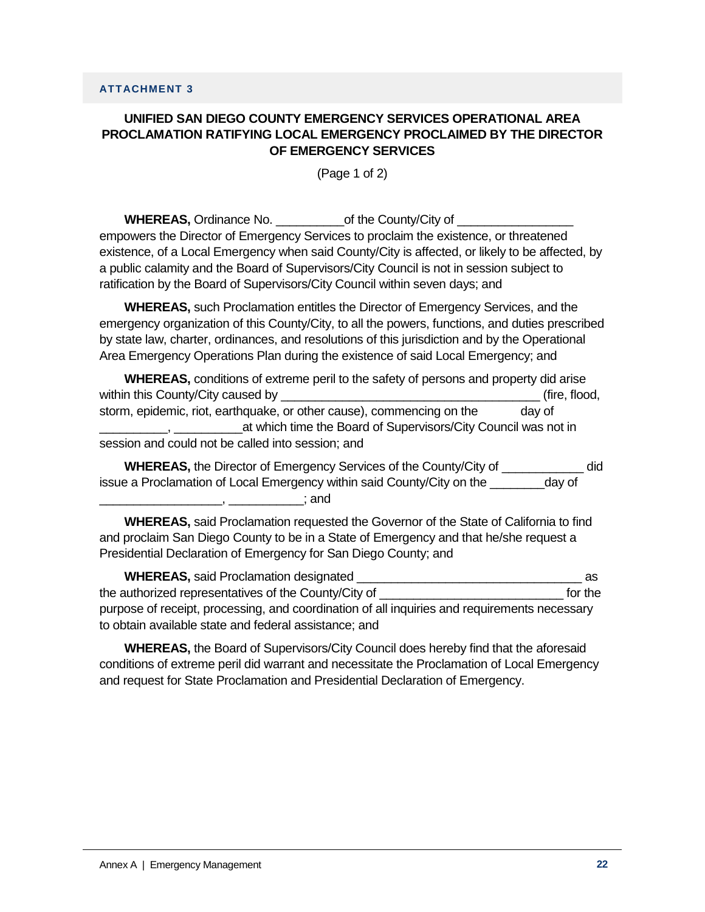**ATTACHMENT 3**

## UNIFIED SAN DIEGO COUNTY EMERGENCY SERVICES OPERATIONAL AREA PROCLAMATION RATIFYING LOCAL EMERGENCY PROCLAIMED BY THE DIRECTOR OF EMERGENCY SERVICES

(Page 1 of 2)

**WHEREAS,** Ordinance No. __________of the County/City of _________________ empowers the Director of Emergency Services to proclaim the existence, or threatened existence, of a Local Emergency when said County/City is affected, or likely to be affected, by a public calamity and the Board of Supervisors/City Council is not in session subject to ratification by the Board of Supervisors/City Council within seven days; and

**WHEREAS,** such Proclamation entitles the Director of Emergency Services, and the emergency organization of this County/City, to all the powers, functions, and duties prescribed by state law, charter, ordinances, and resolutions of this jurisdiction and by the Operational Area Emergency Operations Plan during the existence of said Local Emergency; and

**WHEREAS,** conditions of extreme peril to the safety of persons and property did arise within this County/City caused by _______________________________________ (fire, flood, storm, epidemic, riot, earthquake, or other cause), commencing on the day of __________, __________at which time the Board of Supervisors/City Council was not in session and could not be called into session; and

**WHEREAS,** the Director of Emergency Services of the County/City of ____________ did issue a Proclamation of Local Emergency within said County/City on the ________day of __________________, ___________; and

**WHEREAS,** said Proclamation requested the Governor of the State of California to find and proclaim San Diego County to be in a State of Emergency and that he/she request a Presidential Declaration of Emergency for San Diego County; and

**WHEREAS,** said Proclamation designated _________________________________ as the authorized representatives of the County/City of ___________________________ for the purpose of receipt, processing, and coordination of all inquiries and requirements necessary to obtain available state and federal assistance; and

**WHEREAS,** the Board of Supervisors/City Council does hereby find that the aforesaid conditions of extreme peril did warrant and necessitate the Proclamation of Local Emergency and request for State Proclamation and Presidential Declaration of Emergency.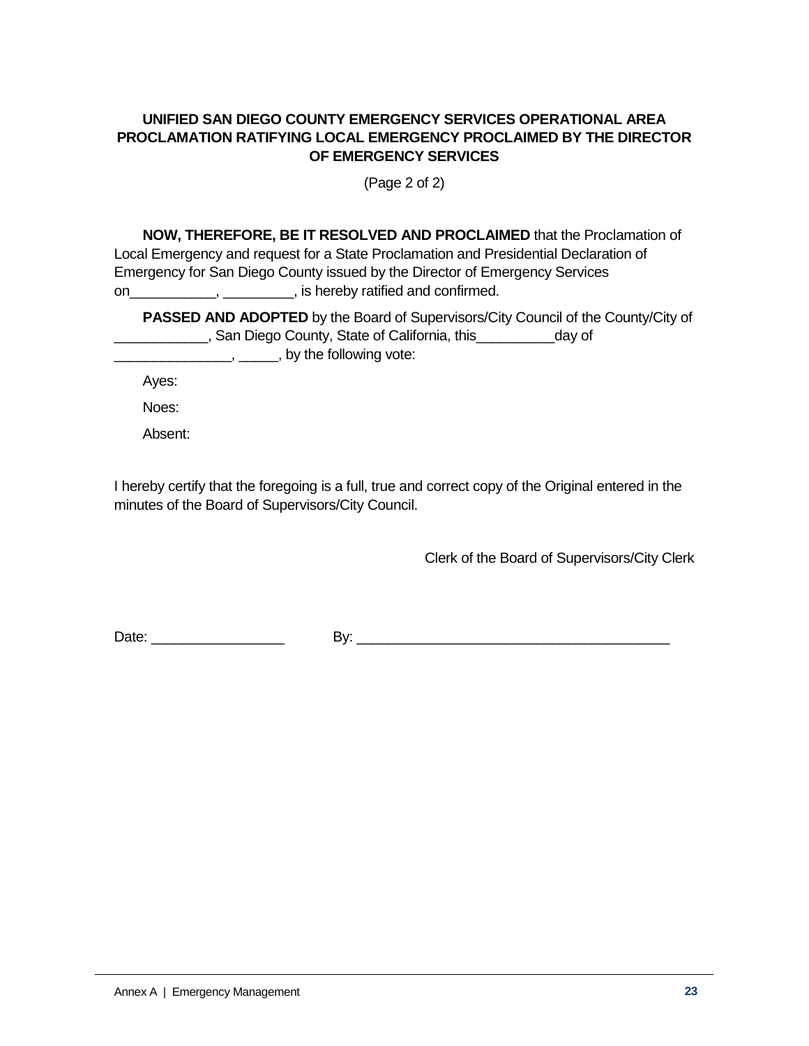**UNIFIED SAN DIEGO COUNTY EMERGENCY SERVICES OPERATIONAL AREA PROCLAMATION RATIFYING LOCAL EMERGENCY PROCLAIMED BY THE DIRECTOR OF EMERGENCY SERVICES**

(Page 2 of 2)

**NOW, THEREFORE, BE IT RESOLVED AND PROCLAIMED** that the Proclamation of Local Emergency and request for a State Proclamation and Presidential Declaration of Emergency for San Diego County issued by the Director of Emergency Services on___________, _________, is hereby ratified and confirmed.

**PASSED AND ADOPTED** by the Board of Supervisors/City Council of the County/City of ____________, San Diego County, State of California, this__________day of _______________, _____, by the following vote:

Ayes:

Noes:

Absent:

I hereby certify that the foregoing is a full, true and correct copy of the Original entered in the minutes of the Board of Supervisors/City Council.

Clerk of the Board of Supervisors/City Clerk

Date: _________________ By: ________________________________________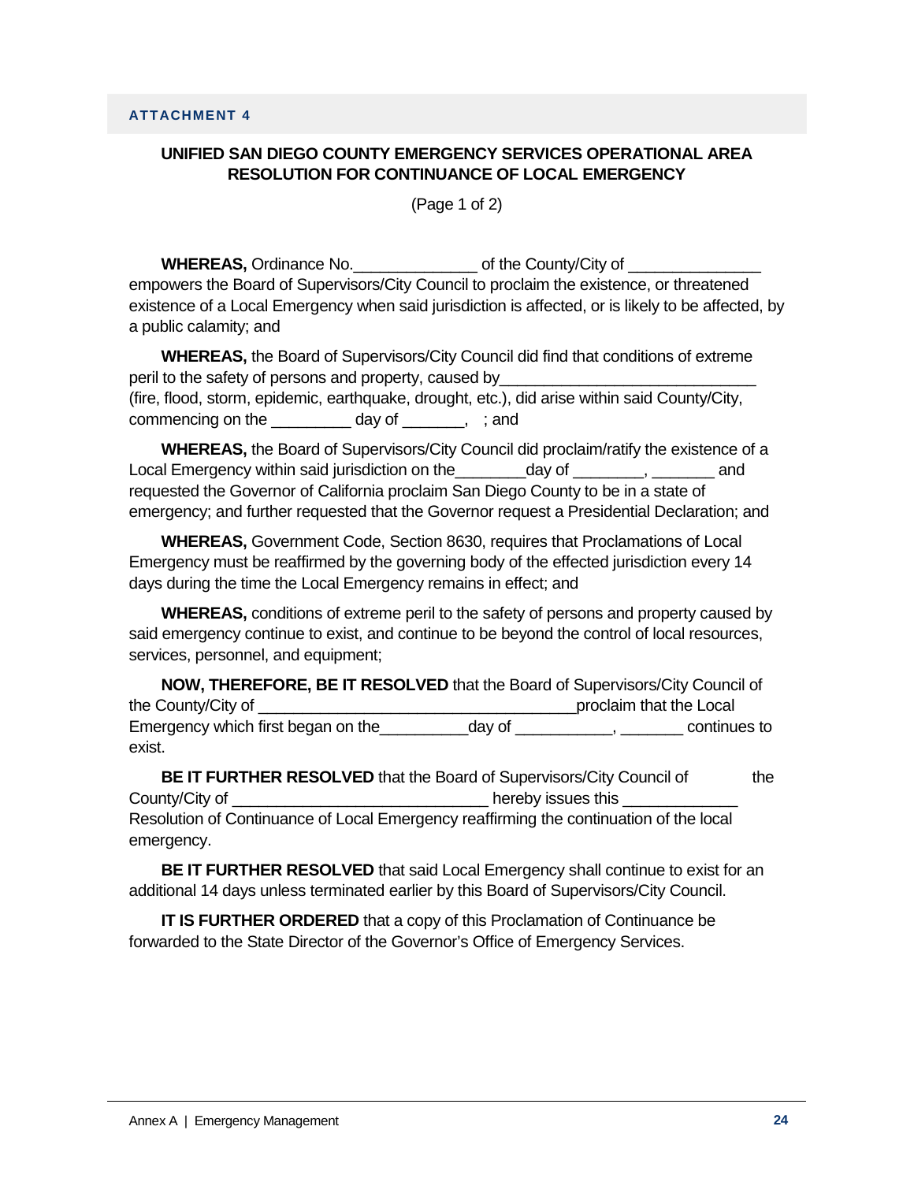**ATTACHMENT 4**

**UNIFIED SAN DIEGO COUNTY EMERGENCY SERVICES OPERATIONAL AREA RESOLUTION FOR CONTINUANCE OF LOCAL EMERGENCY**

(Page 1 of 2)

**WHEREAS,** Ordinance No.______________ of the County/City of _______________ empowers the Board of Supervisors/City Council to proclaim the existence, or threatened existence of a Local Emergency when said jurisdiction is affected, or is likely to be affected, by a public calamity; and

**WHEREAS,** the Board of Supervisors/City Council did find that conditions of extreme peril to the safety of persons and property, caused by_____________________________ (fire, flood, storm, epidemic, earthquake, drought, etc.), did arise within said County/City, commencing on the _________ day of _______, ; and

**WHEREAS,** the Board of Supervisors/City Council did proclaim/ratify the existence of a Local Emergency within said jurisdiction on the________day of ________, _______ and requested the Governor of California proclaim San Diego County to be in a state of emergency; and further requested that the Governor request a Presidential Declaration; and

**WHEREAS,** Government Code, Section 8630, requires that Proclamations of Local Emergency must be reaffirmed by the governing body of the effected jurisdiction every 14 days during the time the Local Emergency remains in effect; and

**WHEREAS,** conditions of extreme peril to the safety of persons and property caused by said emergency continue to exist, and continue to be beyond the control of local resources, services, personnel, and equipment;

**NOW, THEREFORE, BE IT RESOLVED** that the Board of Supervisors/City Council of the County/City of ____________________________________proclaim that the Local Emergency which first began on the__________day of ___________, _______ continues to exist.

**BE IT FURTHER RESOLVED** that the Board of Supervisors/City Council of the County/City of _____________________________ hereby issues this _____________ Resolution of Continuance of Local Emergency reaffirming the continuation of the local emergency.

**BE IT FURTHER RESOLVED** that said Local Emergency shall continue to exist for an additional 14 days unless terminated earlier by this Board of Supervisors/City Council.

**IT IS FURTHER ORDERED** that a copy of this Proclamation of Continuance be forwarded to the State Director of the Governor's Office of Emergency Services.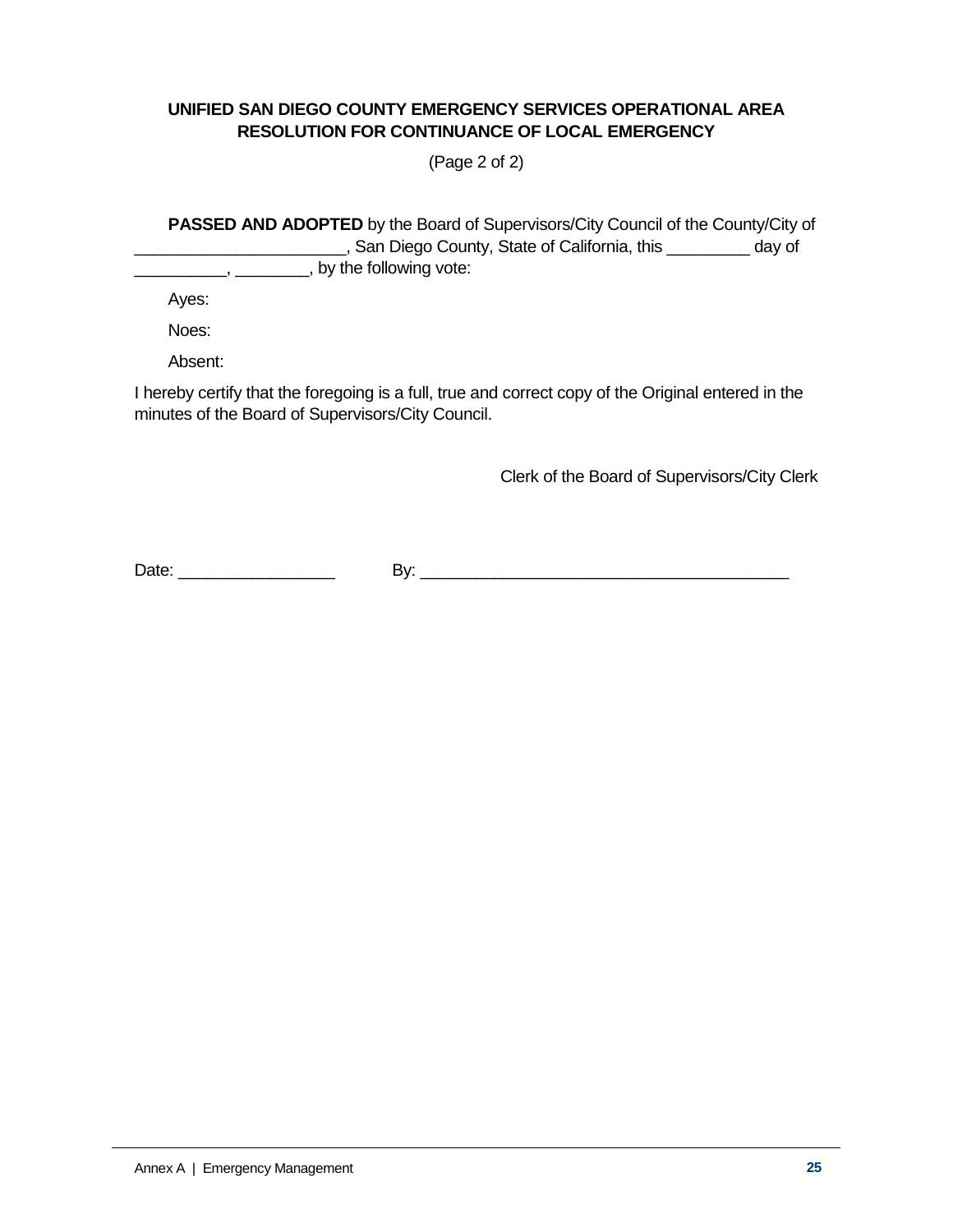**UNIFIED SAN DIEGO COUNTY EMERGENCY SERVICES OPERATIONAL AREA RESOLUTION FOR CONTINUANCE OF LOCAL EMERGENCY**

(Page 2 of 2)

**PASSED AND ADOPTED** by the Board of Supervisors/City Council of the County/City of ______________________, San Diego County, State of California, this _________ day of __________, ________, by the following vote:

Ayes:

Noes:

Absent:

I hereby certify that the foregoing is a full, true and correct copy of the Original entered in the minutes of the Board of Supervisors/City Council.

Clerk of the Board of Supervisors/City Clerk

Date: _________________ By: ________________________________________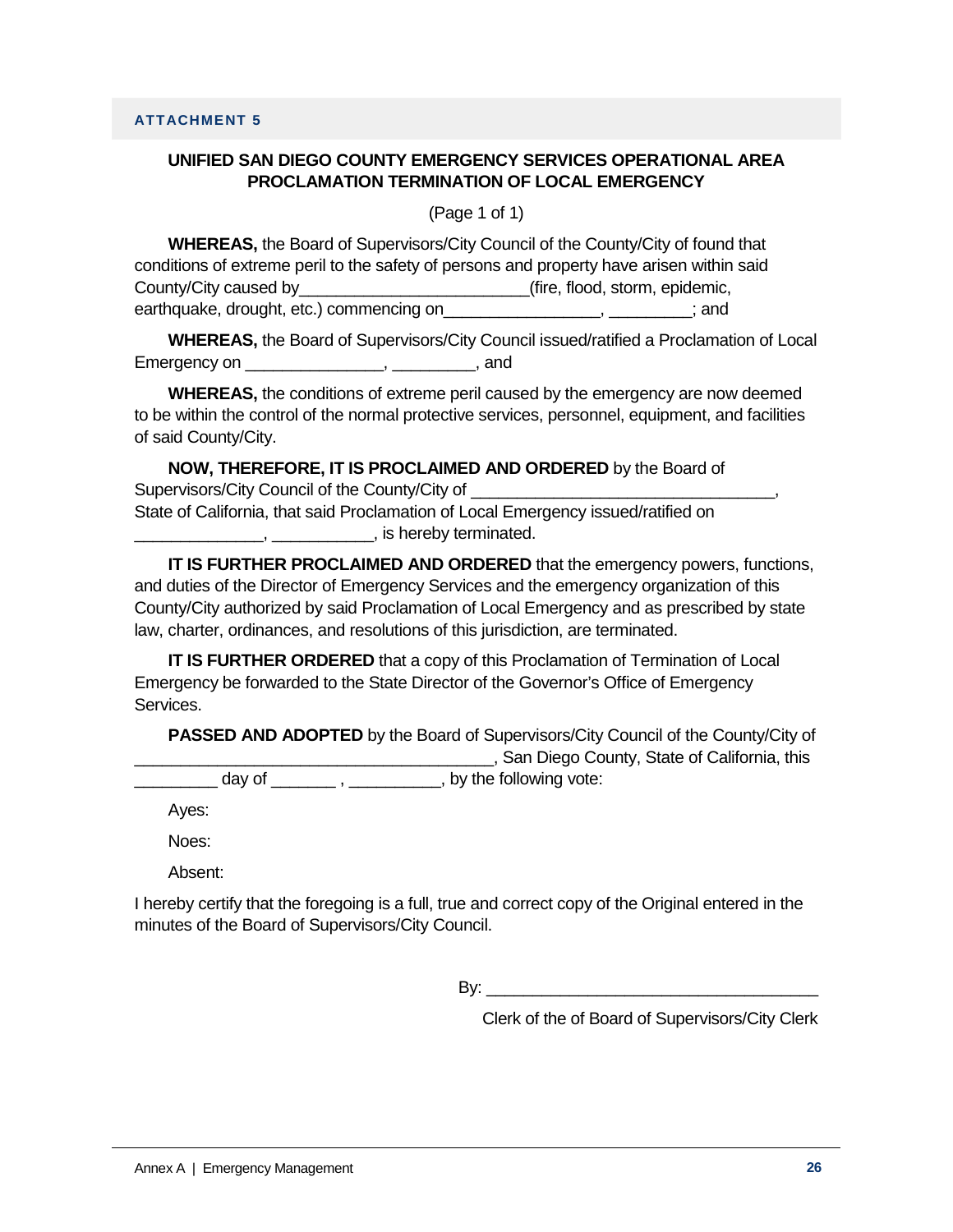**ATTACHMENT 5**

**UNIFIED SAN DIEGO COUNTY EMERGENCY SERVICES OPERATIONAL AREA PROCLAMATION TERMINATION OF LOCAL EMERGENCY**

(Page 1 of 1)

**WHEREAS,** the Board of Supervisors/City Council of the County/City of found that conditions of extreme peril to the safety of persons and property have arisen within said County/City caused by_________________________(fire, flood, storm, epidemic, earthquake, drought, etc.) commencing on_________________, _________; and

**WHEREAS,** the Board of Supervisors/City Council issued/ratified a Proclamation of Local Emergency on _______________, _________, and

**WHEREAS,** the conditions of extreme peril caused by the emergency are now deemed to be within the control of the normal protective services, personnel, equipment, and facilities of said County/City.

**NOW, THEREFORE, IT IS PROCLAIMED AND ORDERED** by the Board of Supervisors/City Council of the County/City of _________________________________, State of California, that said Proclamation of Local Emergency issued/ratified on ______________, ___________, is hereby terminated.

**IT IS FURTHER PROCLAIMED AND ORDERED** that the emergency powers, functions, and duties of the Director of Emergency Services and the emergency organization of this County/City authorized by said Proclamation of Local Emergency and as prescribed by state law, charter, ordinances, and resolutions of this jurisdiction, are terminated.

**IT IS FURTHER ORDERED** that a copy of this Proclamation of Termination of Local Emergency be forwarded to the State Director of the Governor's Office of Emergency Services.

**PASSED AND ADOPTED** by the Board of Supervisors/City Council of the County/City of _______________________________________, San Diego County, State of California, this _________ day of _______ , __________, by the following vote:

Ayes:

Noes:

Absent:

I hereby certify that the foregoing is a full, true and correct copy of the Original entered in the minutes of the Board of Supervisors/City Council.

By: ____________________________________

Clerk of the of Board of Supervisors/City Clerk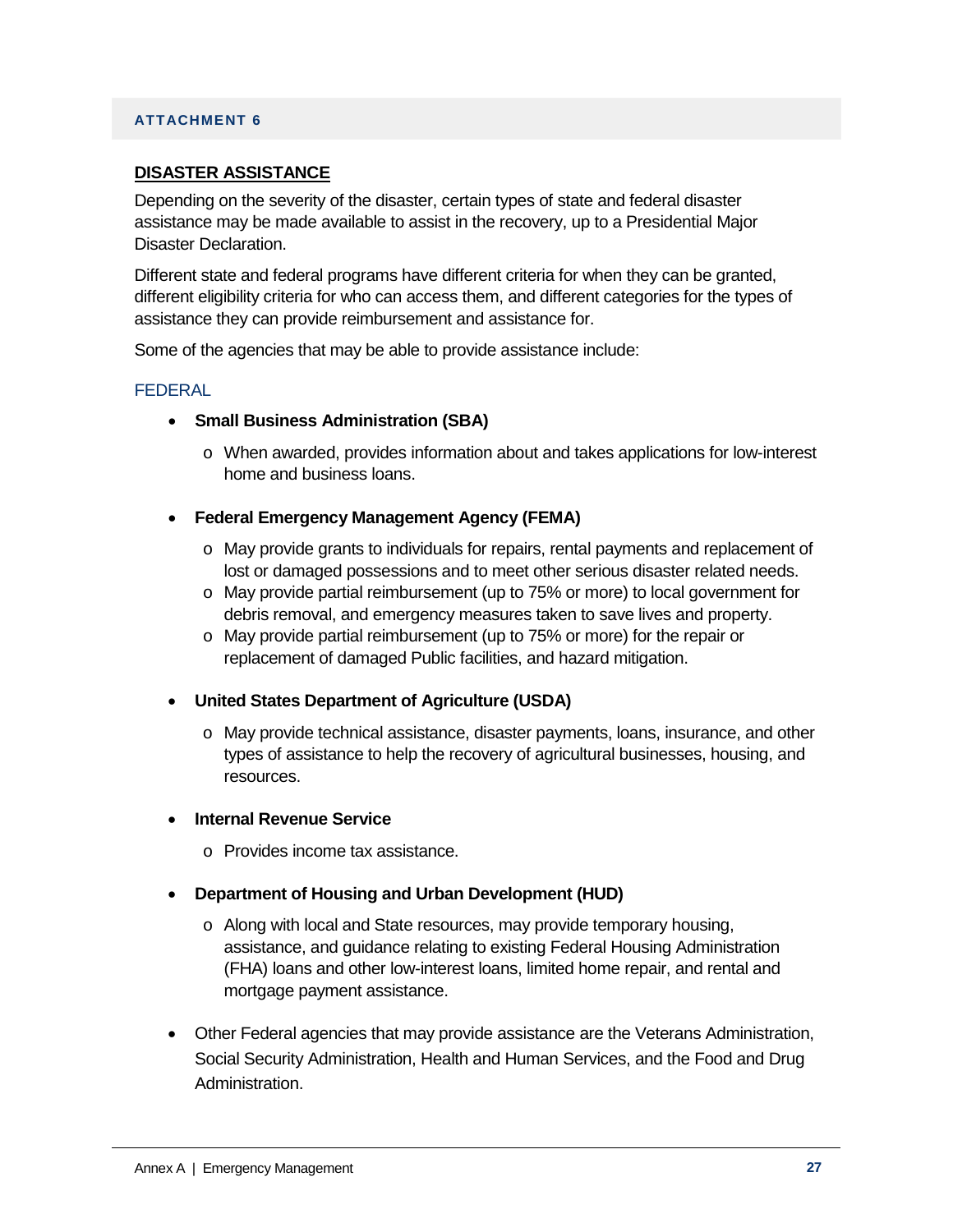ATTACHMENT 6

## DISASTER ASSISTANCE

Depending on the severity of the disaster, certain types of state and federal disaster assistance may be made available to assist in the recovery, up to a Presidential Major Disaster Declaration.

Different state and federal programs have different criteria for when they can be granted, different eligibility criteria for who can access them, and different categories for the types of assistance they can provide reimbursement and assistance for.

Some of the agencies that may be able to provide assistance include:

### FEDERAL

- **Small Business Administration (SBA)**
  - When awarded, provides information about and takes applications for low-interest home and business loans.
- **Federal Emergency Management Agency (FEMA)**
  - May provide grants to individuals for repairs, rental payments and replacement of lost or damaged possessions and to meet other serious disaster related needs.
  - May provide partial reimbursement (up to 75% or more) to local government for debris removal, and emergency measures taken to save lives and property.
  - May provide partial reimbursement (up to 75% or more) for the repair or replacement of damaged Public facilities, and hazard mitigation.
- **United States Department of Agriculture (USDA)**
  - May provide technical assistance, disaster payments, loans, insurance, and other types of assistance to help the recovery of agricultural businesses, housing, and resources.
- **Internal Revenue Service**
  - Provides income tax assistance.
- **Department of Housing and Urban Development (HUD)**
  - Along with local and State resources, may provide temporary housing, assistance, and guidance relating to existing Federal Housing Administration (FHA) loans and other low-interest loans, limited home repair, and rental and mortgage payment assistance.
- Other Federal agencies that may provide assistance are the Veterans Administration, Social Security Administration, Health and Human Services, and the Food and Drug Administration.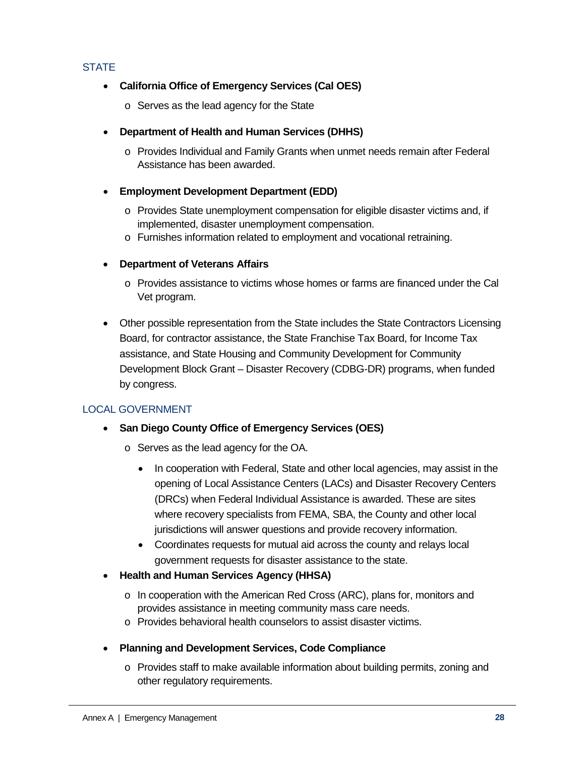## STATE

- **California Office of Emergency Services (Cal OES)**
    - Serves as the lead agency for the State
- **Department of Health and Human Services (DHHS)**
    - Provides Individual and Family Grants when unmet needs remain after Federal Assistance has been awarded.
- **Employment Development Department (EDD)**
    - Provides State unemployment compensation for eligible disaster victims and, if implemented, disaster unemployment compensation.
    - Furnishes information related to employment and vocational retraining.
- **Department of Veterans Affairs**
    - Provides assistance to victims whose homes or farms are financed under the Cal Vet program.
- Other possible representation from the State includes the State Contractors Licensing Board, for contractor assistance, the State Franchise Tax Board, for Income Tax assistance, and State Housing and Community Development for Community Development Block Grant – Disaster Recovery (CDBG-DR) programs, when funded by congress.

## LOCAL GOVERNMENT

- **San Diego County Office of Emergency Services (OES)**
    - Serves as the lead agency for the OA.
        - In cooperation with Federal, State and other local agencies, may assist in the opening of Local Assistance Centers (LACs) and Disaster Recovery Centers (DRCs) when Federal Individual Assistance is awarded. These are sites where recovery specialists from FEMA, SBA, the County and other local jurisdictions will answer questions and provide recovery information.
        - Coordinates requests for mutual aid across the county and relays local government requests for disaster assistance to the state.
- **Health and Human Services Agency (HHSA)**
    - In cooperation with the American Red Cross (ARC), plans for, monitors and provides assistance in meeting community mass care needs.
    - Provides behavioral health counselors to assist disaster victims.
- **Planning and Development Services, Code Compliance**
    - Provides staff to make available information about building permits, zoning and other regulatory requirements.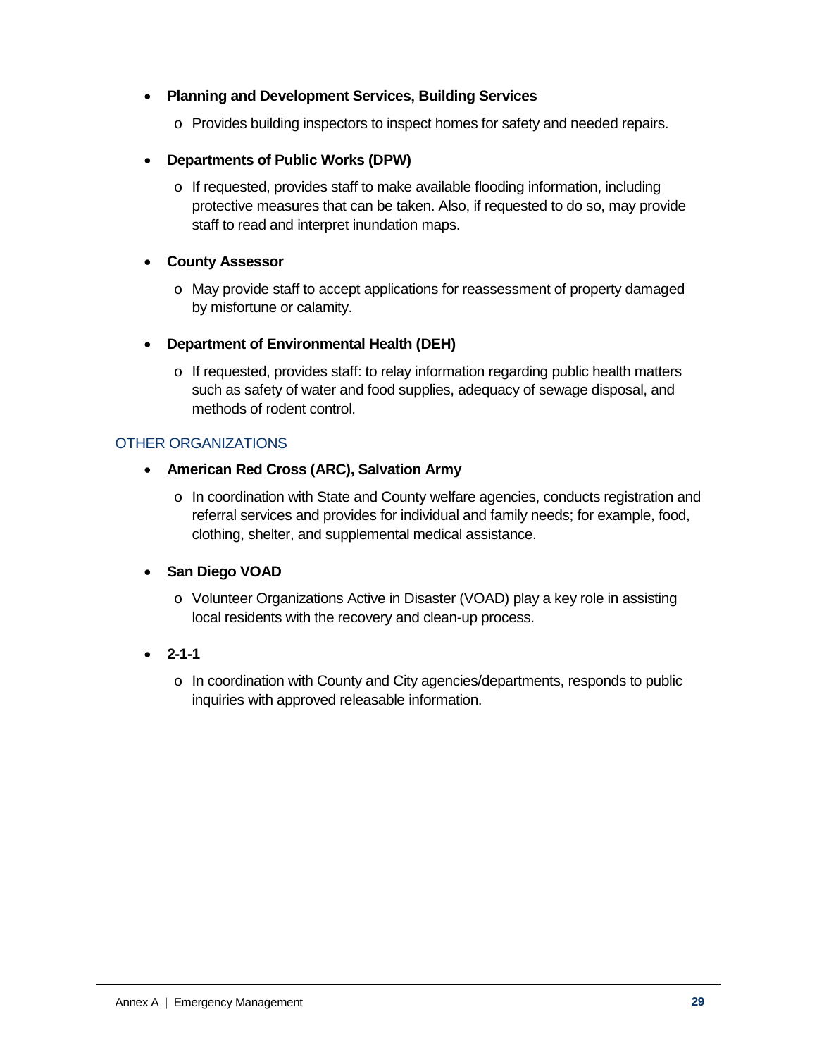- **Planning and Development Services, Building Services**
  - Provides building inspectors to inspect homes for safety and needed repairs.

- **Departments of Public Works (DPW)**
  - If requested, provides staff to make available flooding information, including protective measures that can be taken. Also, if requested to do so, may provide staff to read and interpret inundation maps.

- **County Assessor**
  - May provide staff to accept applications for reassessment of property damaged by misfortune or calamity.

- **Department of Environmental Health (DEH)**
  - If requested, provides staff: to relay information regarding public health matters such as safety of water and food supplies, adequacy of sewage disposal, and methods of rodent control.

### OTHER ORGANIZATIONS

- **American Red Cross (ARC), Salvation Army**
  - In coordination with State and County welfare agencies, conducts registration and referral services and provides for individual and family needs; for example, food, clothing, shelter, and supplemental medical assistance.

- **San Diego VOAD**
  - Volunteer Organizations Active in Disaster (VOAD) play a key role in assisting local residents with the recovery and clean-up process.

- **2-1-1**
  - In coordination with County and City agencies/departments, responds to public inquiries with approved releasable information.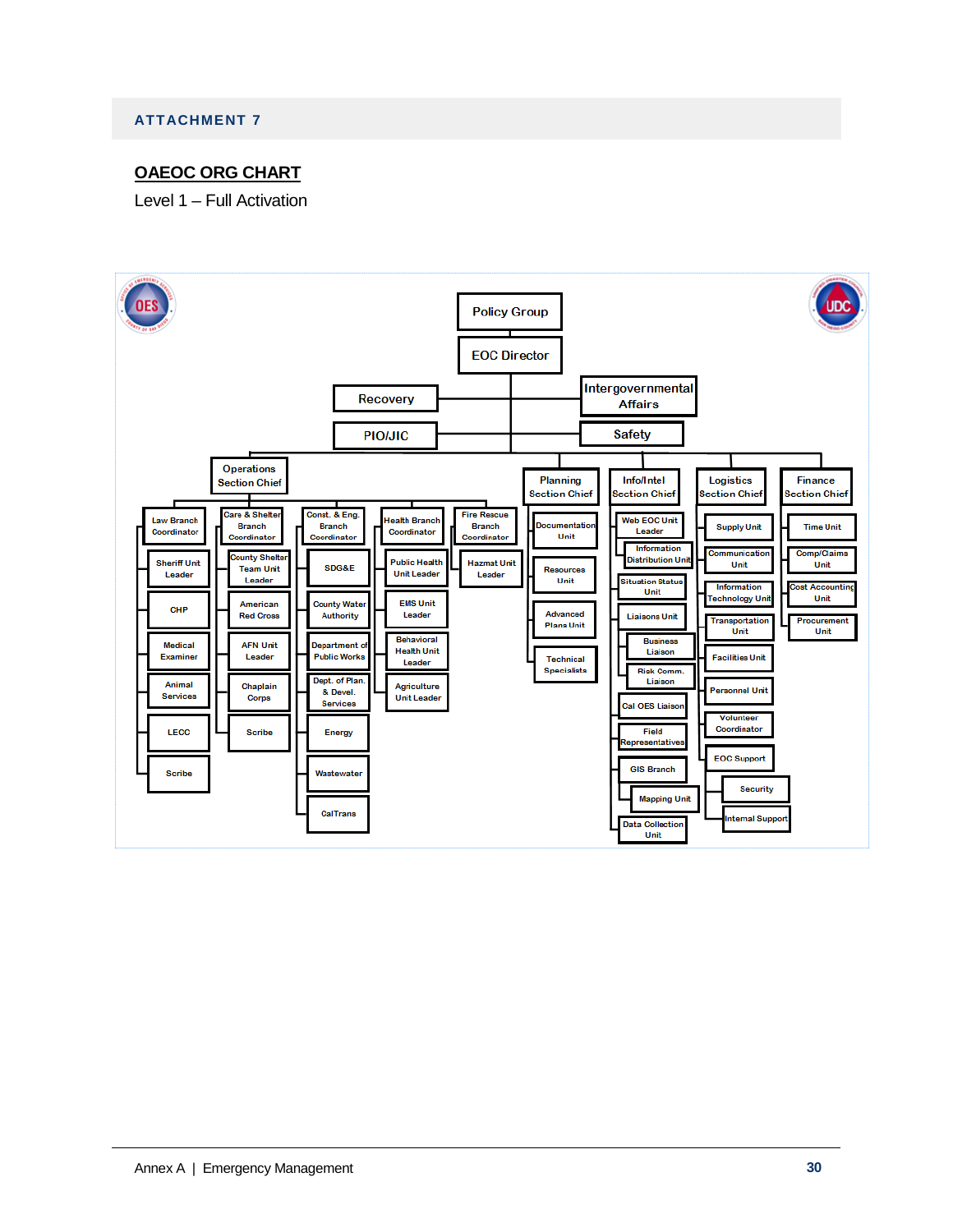## ATTACHMENT 7

## OAEOC ORG CHART

Level 1 – Full Activation

OES

UDC

Policy Group

EOC Director

Recovery

Intergovernmental Affairs

PIO/JIC

Safety

Operations Section Chief

Law Branch Coordinator
Sheriff Unit Leader
CHP
Medical Examiner
Animal Services
LECC
Scribe

Care & Shelter Branch Coordinator
County Shelter Team Unit Leader
American Red Cross
AFN Unit Leader
Chaplain Corps
Scribe

Const. & Eng. Branch Coordinator
SDG&E
County Water Authority
Department of Public Works
Dept. of Plan. & Devel. Services
Energy
Wastewater
CalTrans

Health Branch Coordinator
Public Health Unit Leader
EMS Unit Leader
Behavioral Health Unit Leader
Agriculture Unit Leader

Fire Rescue Branch Coordinator
Hazmat Unit Leader

Planning Section Chief
Documentation Unit
Resources Unit
Advanced Plans Unit
Technical Specialists

Info/Intel Section Chief
Web EOC Unit Leader
Information Distribution Unit
Situation Status Unit
Liaisons Unit
Business Liaison
Risk Comm. Liaison
Cal OES Liaison
Field Representatives
GIS Branch
Mapping Unit
Data Collection Unit

Logistics Section Chief
Supply Unit
Communication Unit
Information Technology Unit
Transportation Unit
Facilities Unit
Personnel Unit
Volunteer Coordinator
EOC Support
Security
Internal Support

Finance Section Chief
Time Unit
Comp/Claims Unit
Cost Accounting Unit
Procurement Unit